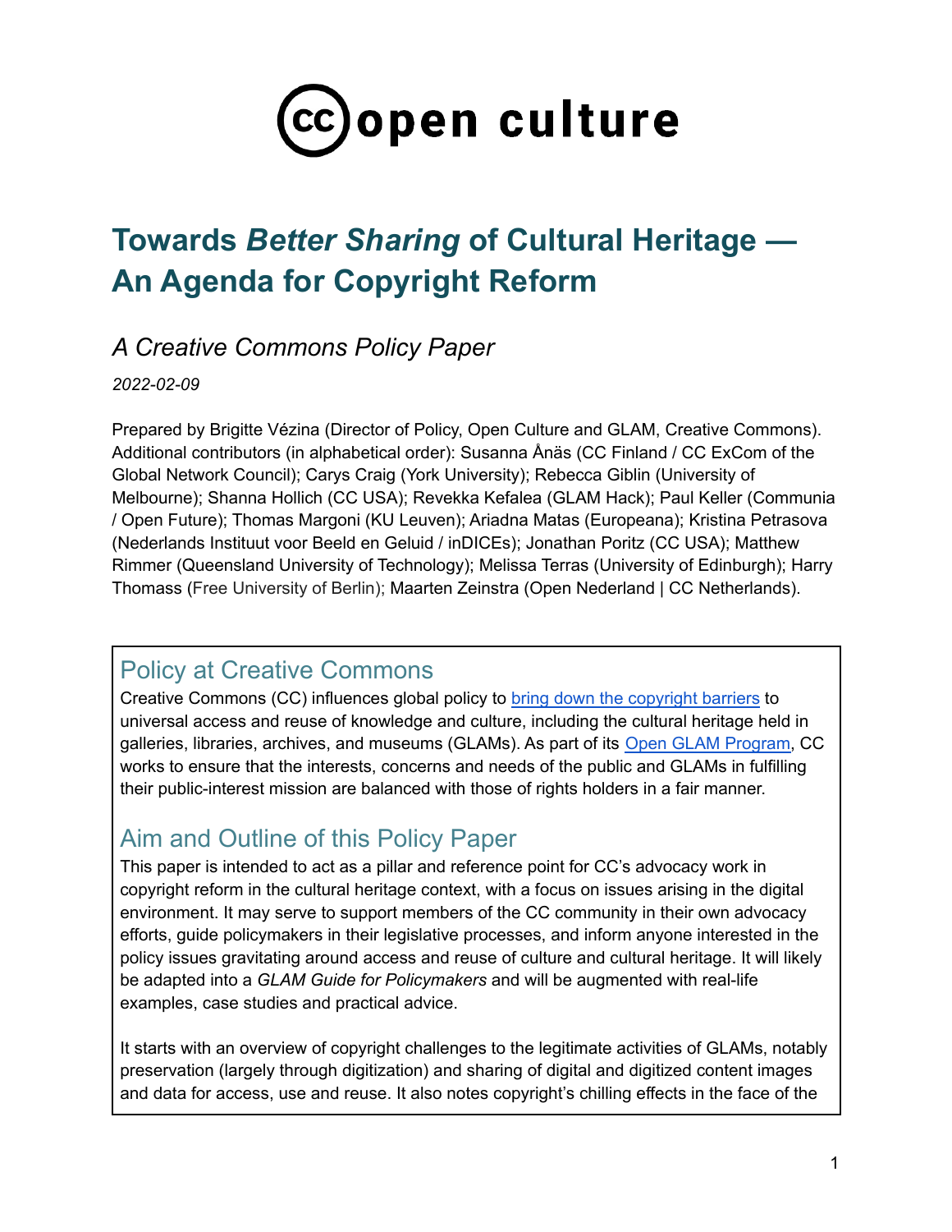# cc open culture

# Towards *Better Sharing* of Cultural Heritage — An Agenda for Copyright Reform

## *A Creative Commons Policy Paper*

*2022-02-09*

Prepared by Brigitte Vézina (Director of Policy, Open Culture and GLAM, Creative Commons). Additional contributors (in alphabetical order): Susanna Ånäs (CC Finland / CC ExCom of the Global Network Council); Carys Craig (York University); Rebecca Giblin (University of Melbourne); Shanna Hollich (CC USA); Revekka Kefalea (GLAM Hack); Paul Keller (Communia / Open Future); Thomas Margoni (KU Leuven); Ariadna Matas (Europeana); Kristina Petrasova (Nederlands Instituut voor Beeld en Geluid / inDICEs); Jonathan Poritz (CC USA); Matthew Rimmer (Queensland University of Technology); Melissa Terras (University of Edinburgh); Harry Thomass (Free University of Berlin); Maarten Zeinstra (Open Nederland | CC Netherlands).

## Policy at Creative Commons

Creative Commons (CC) influences global policy to bring down the copyright barriers to universal access and reuse of knowledge and culture, including the cultural heritage held in galleries, libraries, archives, and museums (GLAMs). As part of its Open GLAM Program, CC works to ensure that the interests, concerns and needs of the public and GLAMs in fulfilling their public-interest mission are balanced with those of rights holders in a fair manner.

## Aim and Outline of this Policy Paper

This paper is intended to act as a pillar and reference point for CC's advocacy work in copyright reform in the cultural heritage context, with a focus on issues arising in the digital environment. It may serve to support members of the CC community in their own advocacy efforts, guide policymakers in their legislative processes, and inform anyone interested in the policy issues gravitating around access and reuse of culture and cultural heritage. It will likely be adapted into a *GLAM Guide for Policymakers* and will be augmented with real-life examples, case studies and practical advice.

It starts with an overview of copyright challenges to the legitimate activities of GLAMs, notably preservation (largely through digitization) and sharing of digital and digitized content images and data for access, use and reuse. It also notes copyright's chilling effects in the face of the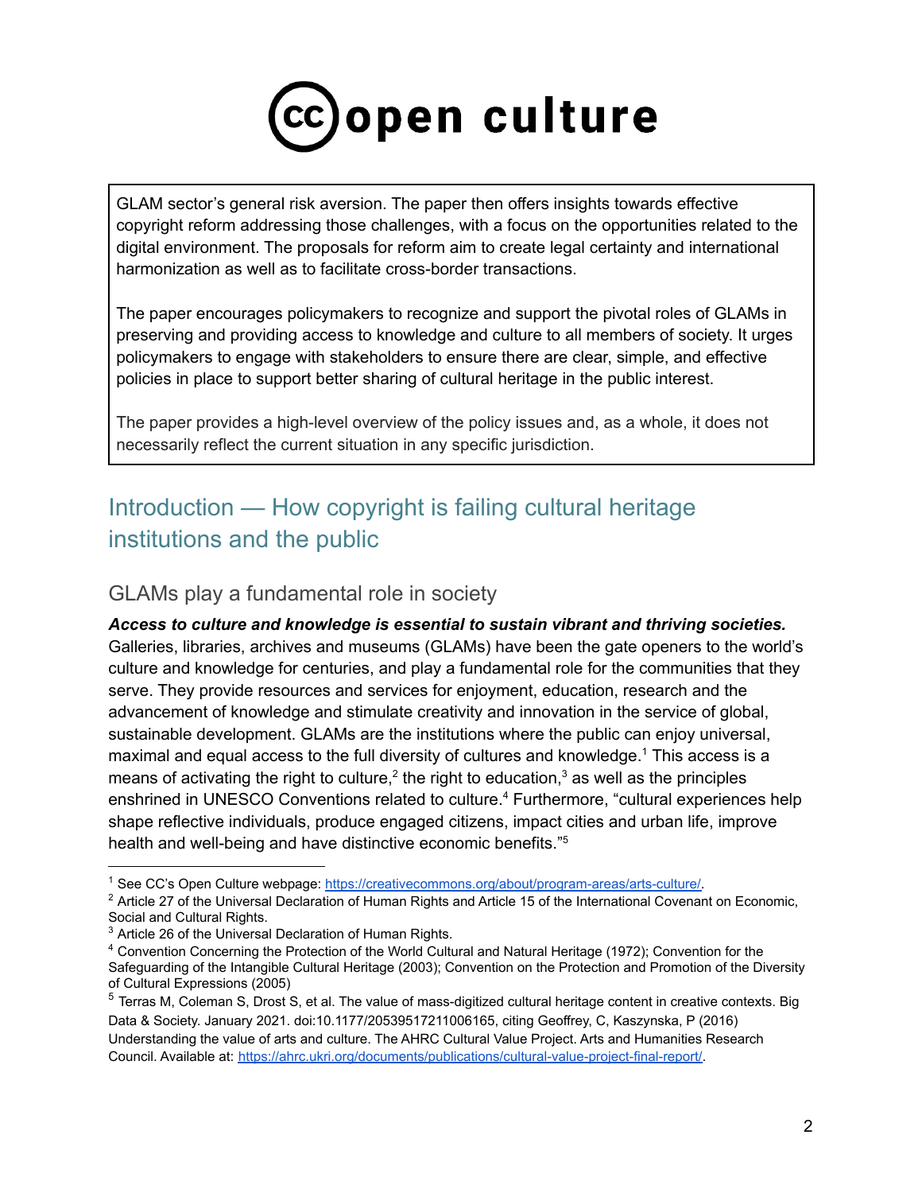GLAM sector's general risk aversion. The paper then offers insights towards effective copyright reform addressing those challenges, with a focus on the opportunities related to the digital environment. The proposals for reform aim to create legal certainty and international harmonization as well as to facilitate cross-border transactions.

The paper encourages policymakers to recognize and support the pivotal roles of GLAMs in preserving and providing access to knowledge and culture to all members of society. It urges policymakers to engage with stakeholders to ensure there are clear, simple, and effective policies in place to support better sharing of cultural heritage in the public interest.

The paper provides a high-level overview of the policy issues and, as a whole, it does not necessarily reflect the current situation in any specific jurisdiction.

## Introduction — How copyright is failing cultural heritage institutions and the public

### GLAMs play a fundamental role in society

***Access to culture and knowledge is essential to sustain vibrant and thriving societies.*** Galleries, libraries, archives and museums (GLAMs) have been the gate openers to the world's culture and knowledge for centuries, and play a fundamental role for the communities that they serve. They provide resources and services for enjoyment, education, research and the advancement of knowledge and stimulate creativity and innovation in the service of global, sustainable development. GLAMs are the institutions where the public can enjoy universal, maximal and equal access to the full diversity of cultures and knowledge.[1] This access is a means of activating the right to culture,[2] the right to education,[3] as well as the principles enshrined in UNESCO Conventions related to culture.[4] Furthermore, "cultural experiences help shape reflective individuals, produce engaged citizens, impact cities and urban life, improve health and well-being and have distinctive economic benefits."[5]

---

[1] See CC's Open Culture webpage: https://creativecommons.org/about/program-areas/arts-culture/.

[2] Article 27 of the Universal Declaration of Human Rights and Article 15 of the International Covenant on Economic, Social and Cultural Rights.

[3] Article 26 of the Universal Declaration of Human Rights.

[4] Convention Concerning the Protection of the World Cultural and Natural Heritage (1972); Convention for the Safeguarding of the Intangible Cultural Heritage (2003); Convention on the Protection and Promotion of the Diversity of Cultural Expressions (2005)

[5] Terras M, Coleman S, Drost S, et al. The value of mass-digitized cultural heritage content in creative contexts. Big Data & Society. January 2021. doi:10.1177/20539517211006165, citing Geoffrey, C, Kaszynska, P (2016) Understanding the value of arts and culture. The AHRC Cultural Value Project. Arts and Humanities Research Council. Available at: https://ahrc.ukri.org/documents/publications/cultural-value-project-final-report/.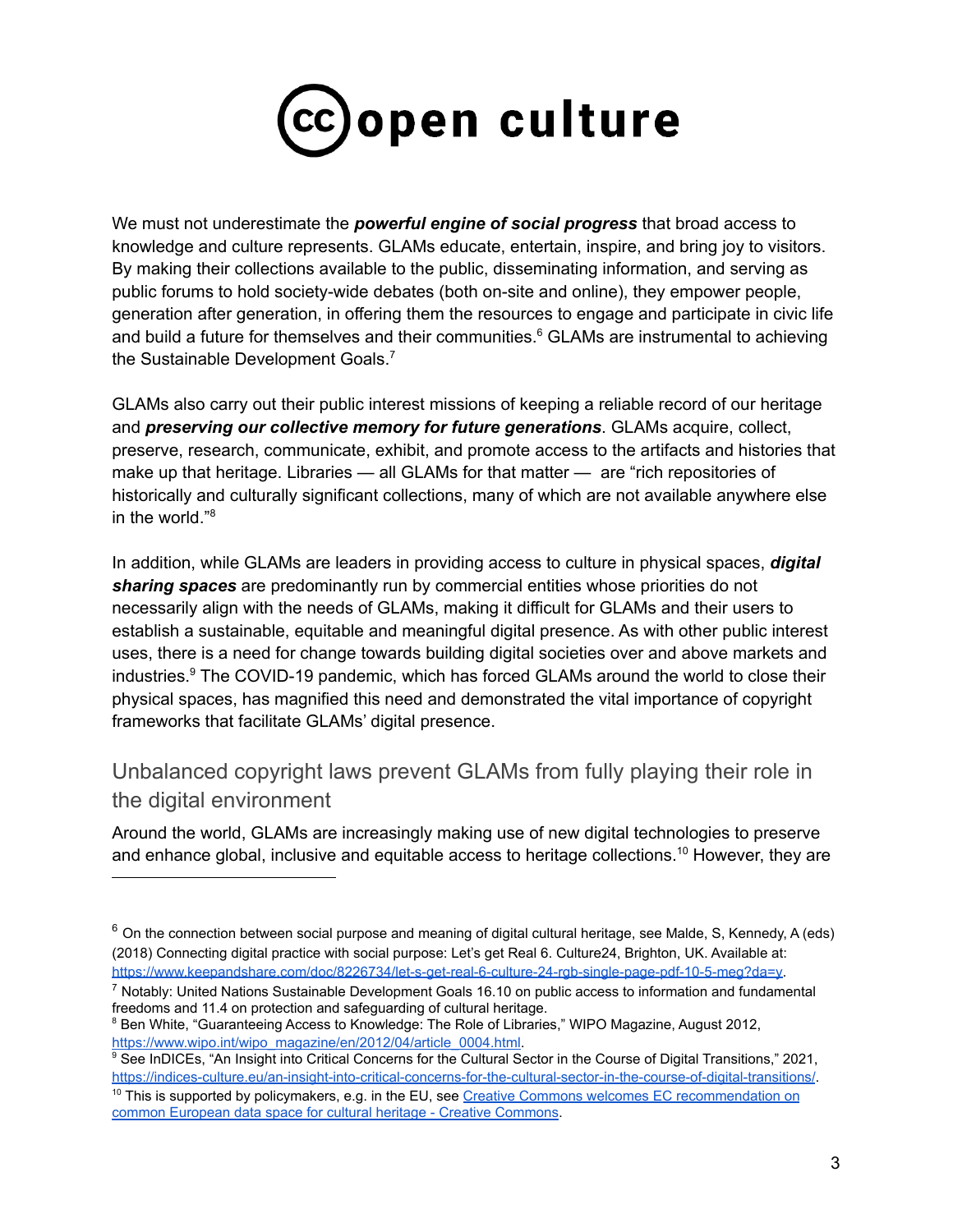We must not underestimate the ***powerful engine of social progress*** that broad access to knowledge and culture represents. GLAMs educate, entertain, inspire, and bring joy to visitors. By making their collections available to the public, disseminating information, and serving as public forums to hold society-wide debates (both on-site and online), they empower people, generation after generation, in offering them the resources to engage and participate in civic life and build a future for themselves and their communities.[6] GLAMs are instrumental to achieving the Sustainable Development Goals.[7]

GLAMs also carry out their public interest missions of keeping a reliable record of our heritage and ***preserving our collective memory for future generations***. GLAMs acquire, collect, preserve, research, communicate, exhibit, and promote access to the artifacts and histories that make up that heritage. Libraries — all GLAMs for that matter — are "rich repositories of historically and culturally significant collections, many of which are not available anywhere else in the world."[8]

In addition, while GLAMs are leaders in providing access to culture in physical spaces, ***digital sharing spaces*** are predominantly run by commercial entities whose priorities do not necessarily align with the needs of GLAMs, making it difficult for GLAMs and their users to establish a sustainable, equitable and meaningful digital presence. As with other public interest uses, there is a need for change towards building digital societies over and above markets and industries.[9] The COVID-19 pandemic, which has forced GLAMs around the world to close their physical spaces, has magnified this need and demonstrated the vital importance of copyright frameworks that facilitate GLAMs' digital presence.

## Unbalanced copyright laws prevent GLAMs from fully playing their role in the digital environment

Around the world, GLAMs are increasingly making use of new digital technologies to preserve and enhance global, inclusive and equitable access to heritage collections.[10] However, they are

---

[6] On the connection between social purpose and meaning of digital cultural heritage, see Malde, S, Kennedy, A (eds) (2018) Connecting digital practice with social purpose: Let's get Real 6. Culture24, Brighton, UK. Available at: [https://www.keepandshare.com/doc/8226734/let-s-get-real-6-culture-24-rgb-single-page-pdf-10-5-meg?da=y](https://www.keepandshare.com/doc/8226734/let-s-get-real-6-culture-24-rgb-single-page-pdf-10-5-meg?da=y).

[7] Notably: United Nations Sustainable Development Goals 16.10 on public access to information and fundamental freedoms and 11.4 on protection and safeguarding of cultural heritage.

[8] Ben White, "Guaranteeing Access to Knowledge: The Role of Libraries," WIPO Magazine, August 2012, [https://www.wipo.int/wipo_magazine/en/2012/04/article_0004.html](https://www.wipo.int/wipo_magazine/en/2012/04/article_0004.html).

[9] See InDICEs, "An Insight into Critical Concerns for the Cultural Sector in the Course of Digital Transitions," 2021, [https://indices-culture.eu/an-insight-into-critical-concerns-for-the-cultural-sector-in-the-course-of-digital-transitions/](https://indices-culture.eu/an-insight-into-critical-concerns-for-the-cultural-sector-in-the-course-of-digital-transitions/).

[10] This is supported by policymakers, e.g. in the EU, see [Creative Commons welcomes EC recommendation on common European data space for cultural heritage - Creative Commons](#).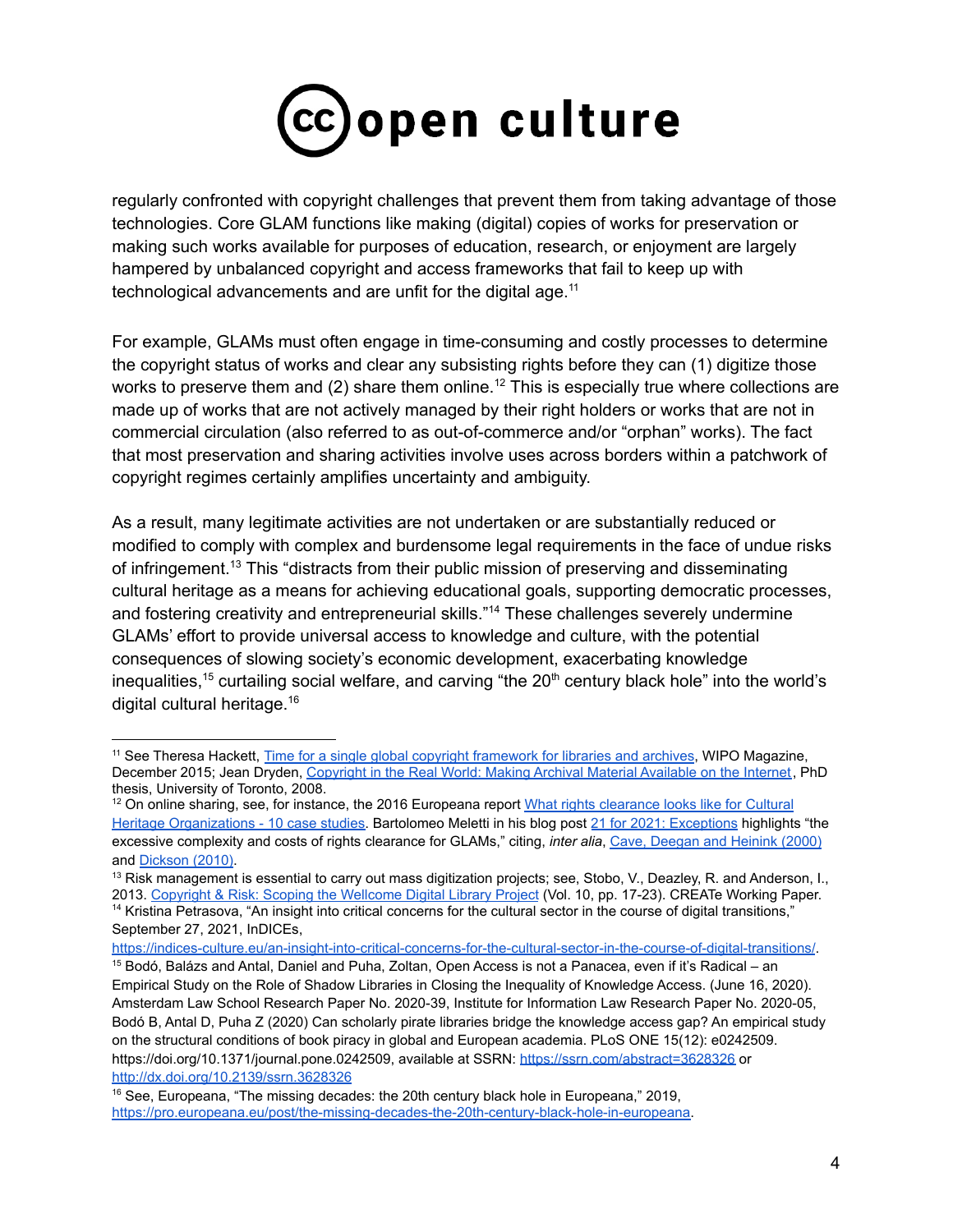regularly confronted with copyright challenges that prevent them from taking advantage of those technologies. Core GLAM functions like making (digital) copies of works for preservation or making such works available for purposes of education, research, or enjoyment are largely hampered by unbalanced copyright and access frameworks that fail to keep up with technological advancements and are unfit for the digital age.[11]

For example, GLAMs must often engage in time-consuming and costly processes to determine the copyright status of works and clear any subsisting rights before they can (1) digitize those works to preserve them and (2) share them online.[12] This is especially true where collections are made up of works that are not actively managed by their right holders or works that are not in commercial circulation (also referred to as out-of-commerce and/or "orphan" works). The fact that most preservation and sharing activities involve uses across borders within a patchwork of copyright regimes certainly amplifies uncertainty and ambiguity.

As a result, many legitimate activities are not undertaken or are substantially reduced or modified to comply with complex and burdensome legal requirements in the face of undue risks of infringement.[13] This "distracts from their public mission of preserving and disseminating cultural heritage as a means for achieving educational goals, supporting democratic processes, and fostering creativity and entrepreneurial skills."[14] These challenges severely undermine GLAMs' effort to provide universal access to knowledge and culture, with the potential consequences of slowing society's economic development, exacerbating knowledge inequalities,[15] curtailing social welfare, and carving "the 20th century black hole" into the world's digital cultural heritage.[16]

---

[11] See Theresa Hackett, Time for a single global copyright framework for libraries and archives, WIPO Magazine, December 2015; Jean Dryden, Copyright in the Real World: Making Archival Material Available on the Internet, PhD thesis, University of Toronto, 2008.

[12] On online sharing, see, for instance, the 2016 Europeana report What rights clearance looks like for Cultural Heritage Organizations - 10 case studies. Bartolomeo Meletti in his blog post 21 for 2021: Exceptions highlights "the excessive complexity and costs of rights clearance for GLAMs," citing, *inter alia*, Cave, Deegan and Heinink (2000) and Dickson (2010).

[13] Risk management is essential to carry out mass digitization projects; see, Stobo, V., Deazley, R. and Anderson, I., 2013. Copyright & Risk: Scoping the Wellcome Digital Library Project (Vol. 10, pp. 17-23). CREATe Working Paper.

[14] Kristina Petrasova, "An insight into critical concerns for the cultural sector in the course of digital transitions," September 27, 2021, InDICEs, https://indices-culture.eu/an-insight-into-critical-concerns-for-the-cultural-sector-in-the-course-of-digital-transitions/.

[15] Bodó, Balázs and Antal, Daniel and Puha, Zoltan, Open Access is not a Panacea, even if it's Radical – an Empirical Study on the Role of Shadow Libraries in Closing the Inequality of Knowledge Access. (June 16, 2020). Amsterdam Law School Research Paper No. 2020-39, Institute for Information Law Research Paper No. 2020-05, Bodó B, Antal D, Puha Z (2020) Can scholarly pirate libraries bridge the knowledge access gap? An empirical study on the structural conditions of book piracy in global and European academia. PLoS ONE 15(12): e0242509. https://doi.org/10.1371/journal.pone.0242509, available at SSRN: https://ssrn.com/abstract=3628326 or http://dx.doi.org/10.2139/ssrn.3628326

[16] See, Europeana, "The missing decades: the 20th century black hole in Europeana," 2019, https://pro.europeana.eu/post/the-missing-decades-the-20th-century-black-hole-in-europeana.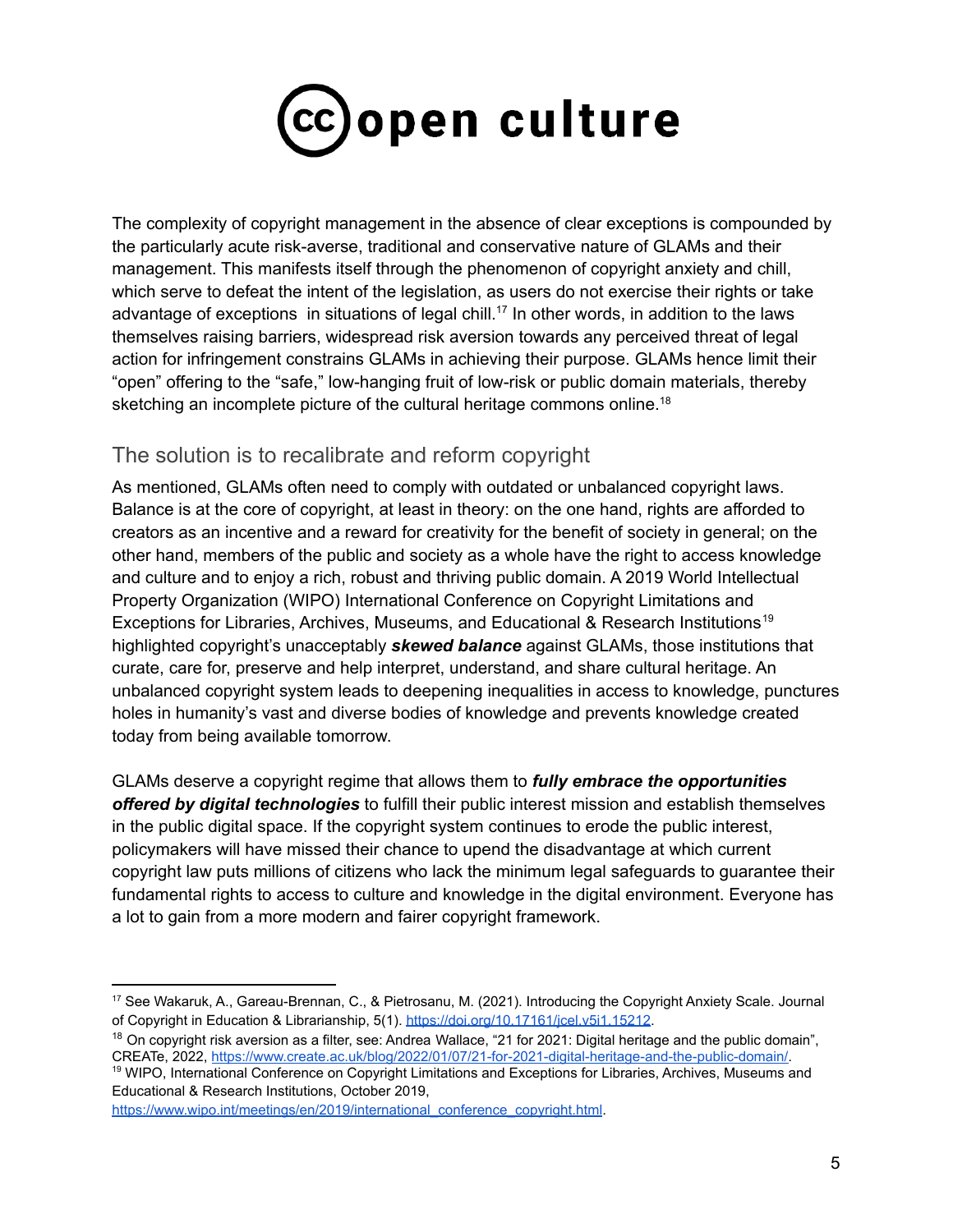The complexity of copyright management in the absence of clear exceptions is compounded by the particularly acute risk-averse, traditional and conservative nature of GLAMs and their management. This manifests itself through the phenomenon of copyright anxiety and chill, which serve to defeat the intent of the legislation, as users do not exercise their rights or take advantage of exceptions in situations of legal chill.[17] In other words, in addition to the laws themselves raising barriers, widespread risk aversion towards any perceived threat of legal action for infringement constrains GLAMs in achieving their purpose. GLAMs hence limit their "open" offering to the "safe," low-hanging fruit of low-risk or public domain materials, thereby sketching an incomplete picture of the cultural heritage commons online.[18]

## The solution is to recalibrate and reform copyright

As mentioned, GLAMs often need to comply with outdated or unbalanced copyright laws. Balance is at the core of copyright, at least in theory: on the one hand, rights are afforded to creators as an incentive and a reward for creativity for the benefit of society in general; on the other hand, members of the public and society as a whole have the right to access knowledge and culture and to enjoy a rich, robust and thriving public domain. A 2019 World Intellectual Property Organization (WIPO) International Conference on Copyright Limitations and Exceptions for Libraries, Archives, Museums, and Educational & Research Institutions[19] highlighted copyright's unacceptably ***skewed balance*** against GLAMs, those institutions that curate, care for, preserve and help interpret, understand, and share cultural heritage. An unbalanced copyright system leads to deepening inequalities in access to knowledge, punctures holes in humanity's vast and diverse bodies of knowledge and prevents knowledge created today from being available tomorrow.

GLAMs deserve a copyright regime that allows them to ***fully embrace the opportunities offered by digital technologies*** to fulfill their public interest mission and establish themselves in the public digital space. If the copyright system continues to erode the public interest, policymakers will have missed their chance to upend the disadvantage at which current copyright law puts millions of citizens who lack the minimum legal safeguards to guarantee their fundamental rights to access to culture and knowledge in the digital environment. Everyone has a lot to gain from a more modern and fairer copyright framework.

---

[17] See Wakaruk, A., Gareau-Brennan, C., & Pietrosanu, M. (2021). Introducing the Copyright Anxiety Scale. Journal of Copyright in Education & Librarianship, 5(1). https://doi.org/10.17161/jcel.v5i1.15212.

[18] On copyright risk aversion as a filter, see: Andrea Wallace, "21 for 2021: Digital heritage and the public domain", CREATe, 2022, https://www.create.ac.uk/blog/2022/01/07/21-for-2021-digital-heritage-and-the-public-domain/.

[19] WIPO, International Conference on Copyright Limitations and Exceptions for Libraries, Archives, Museums and Educational & Research Institutions, October 2019, https://www.wipo.int/meetings/en/2019/international_conference_copyright.html.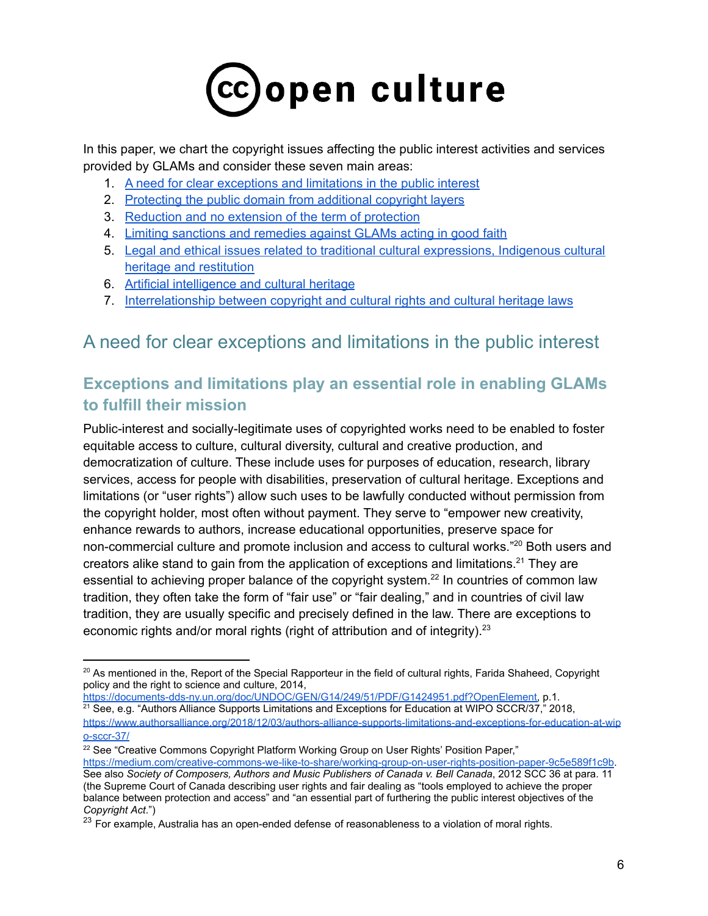# (cc) open culture

In this paper, we chart the copyright issues affecting the public interest activities and services provided by GLAMs and consider these seven main areas:

1. A need for clear exceptions and limitations in the public interest
2. Protecting the public domain from additional copyright layers
3. Reduction and no extension of the term of protection
4. Limiting sanctions and remedies against GLAMs acting in good faith
5. Legal and ethical issues related to traditional cultural expressions, Indigenous cultural heritage and restitution
6. Artificial intelligence and cultural heritage
7. Interrelationship between copyright and cultural rights and cultural heritage laws

## A need for clear exceptions and limitations in the public interest

### Exceptions and limitations play an essential role in enabling GLAMs to fulfill their mission

Public-interest and socially-legitimate uses of copyrighted works need to be enabled to foster equitable access to culture, cultural diversity, cultural and creative production, and democratization of culture. These include uses for purposes of education, research, library services, access for people with disabilities, preservation of cultural heritage. Exceptions and limitations (or "user rights") allow such uses to be lawfully conducted without permission from the copyright holder, most often without payment. They serve to "empower new creativity, enhance rewards to authors, increase educational opportunities, preserve space for non-commercial culture and promote inclusion and access to cultural works."[20] Both users and creators alike stand to gain from the application of exceptions and limitations.[21] They are essential to achieving proper balance of the copyright system.[22] In countries of common law tradition, they often take the form of "fair use" or "fair dealing," and in countries of civil law tradition, they are usually specific and precisely defined in the law. There are exceptions to economic rights and/or moral rights (right of attribution and of integrity).[23]

---

[20] As mentioned in the, Report of the Special Rapporteur in the field of cultural rights, Farida Shaheed, Copyright policy and the right to science and culture, 2014, https://documents-dds-ny.un.org/doc/UNDOC/GEN/G14/249/51/PDF/G1424951.pdf?OpenElement, p.1.

[21] See, e.g. "Authors Alliance Supports Limitations and Exceptions for Education at WIPO SCCR/37," 2018, https://www.authorsalliance.org/2018/12/03/authors-alliance-supports-limitations-and-exceptions-for-education-at-wipo-sccr-37/

[22] See "Creative Commons Copyright Platform Working Group on User Rights' Position Paper," https://medium.com/creative-commons-we-like-to-share/working-group-on-user-rights-position-paper-9c5e589f1c9b. See also *Society of Composers, Authors and Music Publishers of Canada v. Bell Canada*, 2012 SCC 36 at para. 11 (the Supreme Court of Canada describing user rights and fair dealing as "tools employed to achieve the proper balance between protection and access" and "an essential part of furthering the public interest objectives of the *Copyright Act*.")

[23] For example, Australia has an open-ended defense of reasonableness to a violation of moral rights.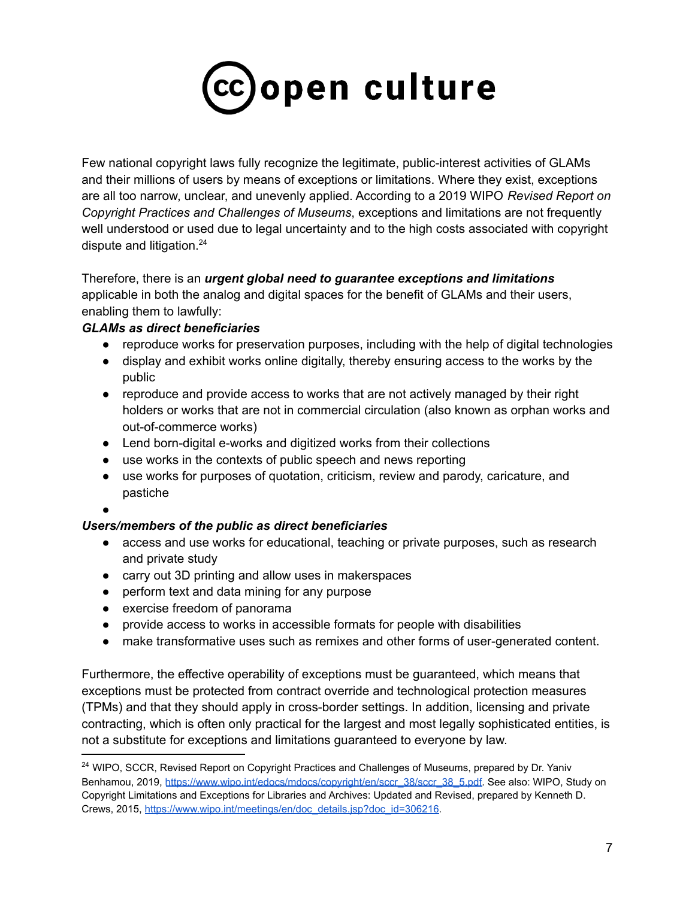Few national copyright laws fully recognize the legitimate, public-interest activities of GLAMs and their millions of users by means of exceptions or limitations. Where they exist, exceptions are all too narrow, unclear, and unevenly applied. According to a 2019 WIPO *Revised Report on Copyright Practices and Challenges of Museums*, exceptions and limitations are not frequently well understood or used due to legal uncertainty and to the high costs associated with copyright dispute and litigation.[24]

Therefore, there is an ***urgent global need to guarantee exceptions and limitations*** applicable in both the analog and digital spaces for the benefit of GLAMs and their users, enabling them to lawfully:

***GLAMs as direct beneficiaries***

- reproduce works for preservation purposes, including with the help of digital technologies
- display and exhibit works online digitally, thereby ensuring access to the works by the public
- reproduce and provide access to works that are not actively managed by their right holders or works that are not in commercial circulation (also known as orphan works and out-of-commerce works)
- Lend born-digital e-works and digitized works from their collections
- use works in the contexts of public speech and news reporting
- use works for purposes of quotation, criticism, review and parody, caricature, and pastiche

***Users/members of the public as direct beneficiaries***

- access and use works for educational, teaching or private purposes, such as research and private study
- carry out 3D printing and allow uses in makerspaces
- perform text and data mining for any purpose
- exercise freedom of panorama
- provide access to works in accessible formats for people with disabilities
- make transformative uses such as remixes and other forms of user-generated content.

Furthermore, the effective operability of exceptions must be guaranteed, which means that exceptions must be protected from contract override and technological protection measures (TPMs) and that they should apply in cross-border settings. In addition, licensing and private contracting, which is often only practical for the largest and most legally sophisticated entities, is not a substitute for exceptions and limitations guaranteed to everyone by law.

---

[24] WIPO, SCCR, Revised Report on Copyright Practices and Challenges of Museums, prepared by Dr. Yaniv Benhamou, 2019, https://www.wipo.int/edocs/mdocs/copyright/en/sccr_38/sccr_38_5.pdf. See also: WIPO, Study on Copyright Limitations and Exceptions for Libraries and Archives: Updated and Revised, prepared by Kenneth D. Crews, 2015, https://www.wipo.int/meetings/en/doc_details.jsp?doc_id=306216.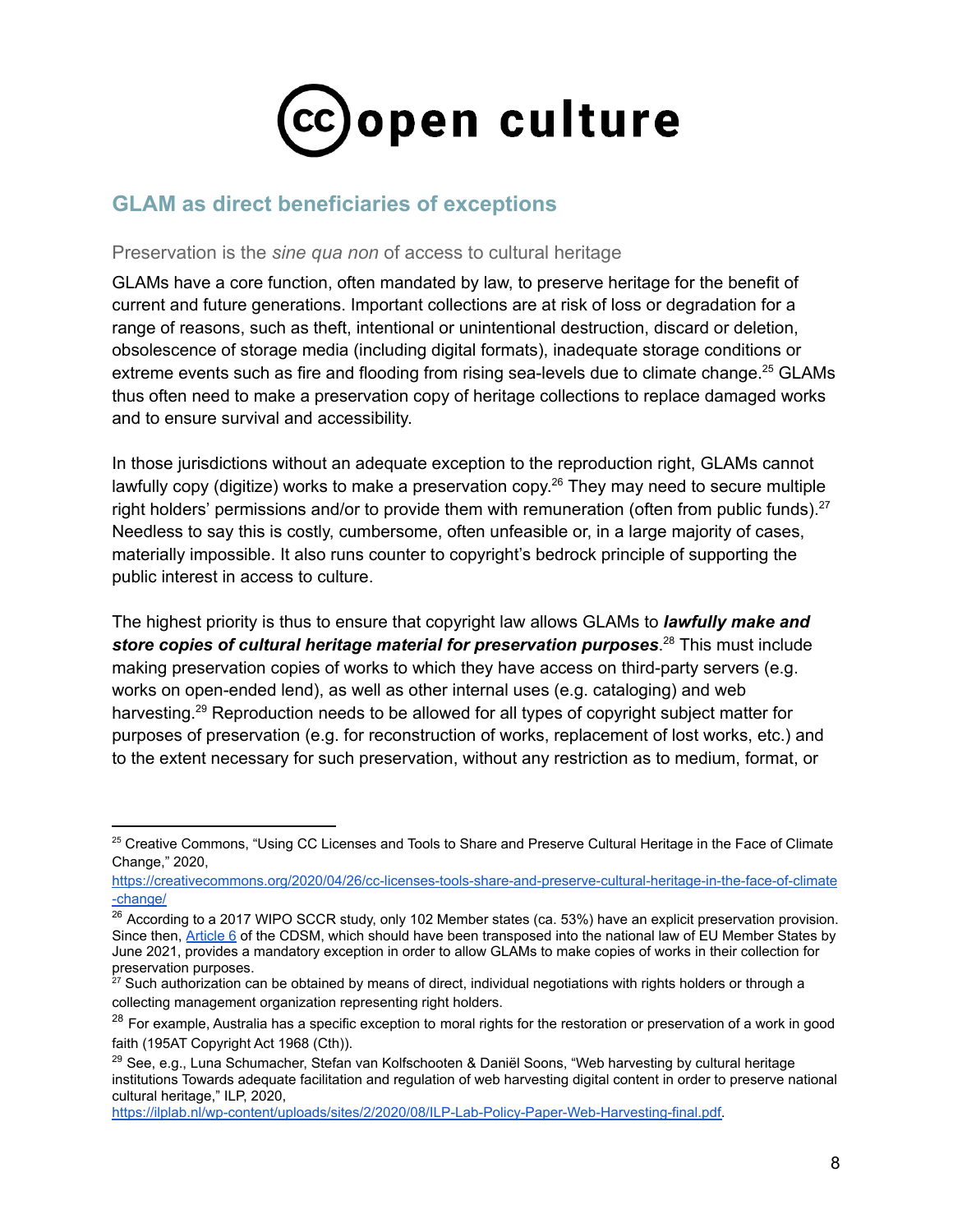## GLAM as direct beneficiaries of exceptions

### Preservation is the *sine qua non* of access to cultural heritage

GLAMs have a core function, often mandated by law, to preserve heritage for the benefit of current and future generations. Important collections are at risk of loss or degradation for a range of reasons, such as theft, intentional or unintentional destruction, discard or deletion, obsolescence of storage media (including digital formats), inadequate storage conditions or extreme events such as fire and flooding from rising sea-levels due to climate change.[25] GLAMs thus often need to make a preservation copy of heritage collections to replace damaged works and to ensure survival and accessibility.

In those jurisdictions without an adequate exception to the reproduction right, GLAMs cannot lawfully copy (digitize) works to make a preservation copy.[26] They may need to secure multiple right holders' permissions and/or to provide them with remuneration (often from public funds).[27] Needless to say this is costly, cumbersome, often unfeasible or, in a large majority of cases, materially impossible. It also runs counter to copyright's bedrock principle of supporting the public interest in access to culture.

The highest priority is thus to ensure that copyright law allows GLAMs to ***lawfully make and store copies of cultural heritage material for preservation purposes***.[28] This must include making preservation copies of works to which they have access on third-party servers (e.g. works on open-ended lend), as well as other internal uses (e.g. cataloging) and web harvesting.[29] Reproduction needs to be allowed for all types of copyright subject matter for purposes of preservation (e.g. for reconstruction of works, replacement of lost works, etc.) and to the extent necessary for such preservation, without any restriction as to medium, format, or

---

[25] Creative Commons, "Using CC Licenses and Tools to Share and Preserve Cultural Heritage in the Face of Climate Change," 2020, https://creativecommons.org/2020/04/26/cc-licenses-tools-share-and-preserve-cultural-heritage-in-the-face-of-climate-change/

[26] According to a 2017 WIPO SCCR study, only 102 Member states (ca. 53%) have an explicit preservation provision. Since then, Article 6 of the CDSM, which should have been transposed into the national law of EU Member States by June 2021, provides a mandatory exception in order to allow GLAMs to make copies of works in their collection for preservation purposes.

[27] Such authorization can be obtained by means of direct, individual negotiations with rights holders or through a collecting management organization representing right holders.

[28] For example, Australia has a specific exception to moral rights for the restoration or preservation of a work in good faith (195AT Copyright Act 1968 (Cth)).

[29] See, e.g., Luna Schumacher, Stefan van Kolfschooten & Daniël Soons, "Web harvesting by cultural heritage institutions Towards adequate facilitation and regulation of web harvesting digital content in order to preserve national cultural heritage," ILP, 2020, https://ilplab.nl/wp-content/uploads/sites/2/2020/08/ILP-Lab-Policy-Paper-Web-Harvesting-final.pdf.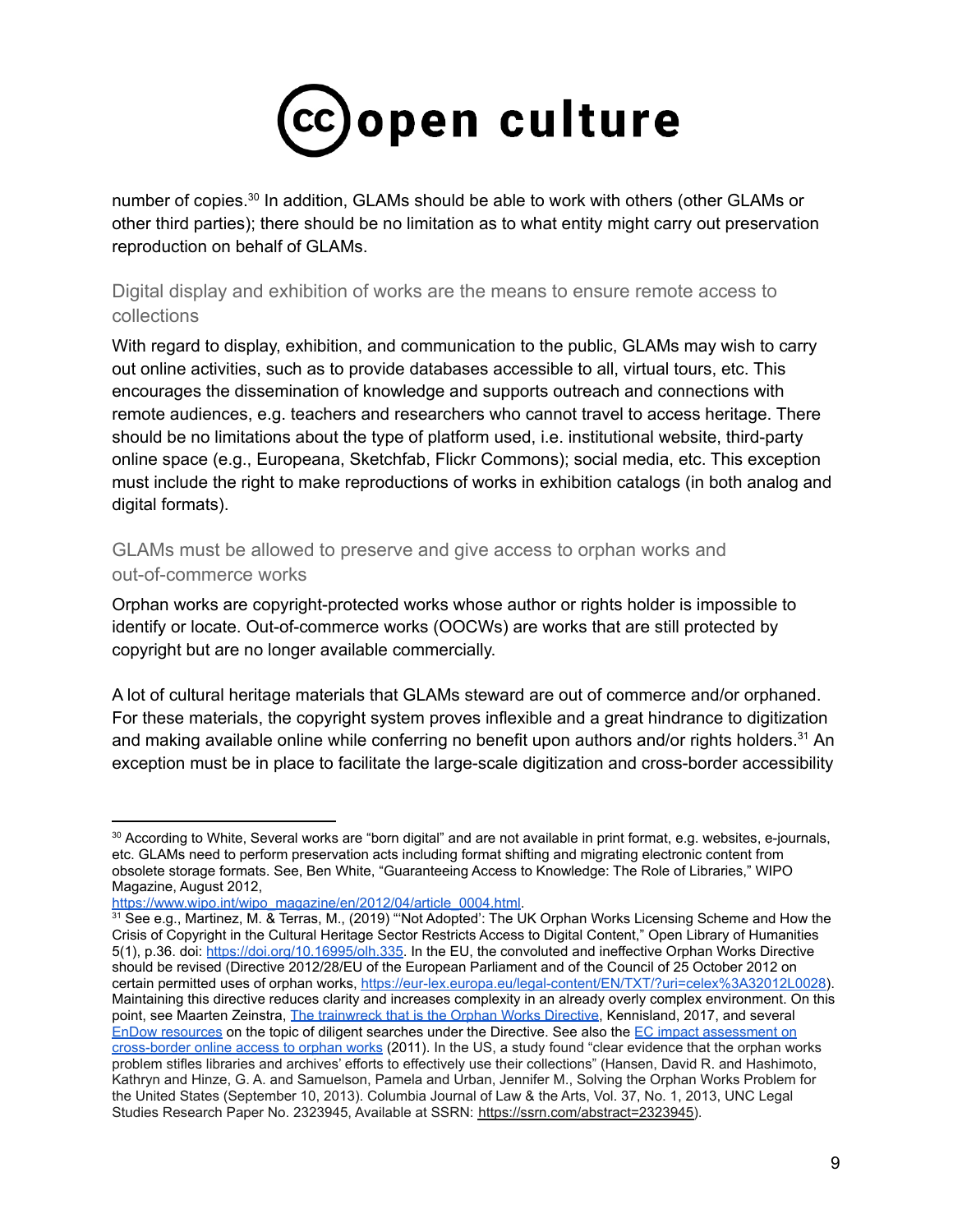number of copies.[30] In addition, GLAMs should be able to work with others (other GLAMs or other third parties); there should be no limitation as to what entity might carry out preservation reproduction on behalf of GLAMs.

### Digital display and exhibition of works are the means to ensure remote access to collections

With regard to display, exhibition, and communication to the public, GLAMs may wish to carry out online activities, such as to provide databases accessible to all, virtual tours, etc. This encourages the dissemination of knowledge and supports outreach and connections with remote audiences, e.g. teachers and researchers who cannot travel to access heritage. There should be no limitations about the type of platform used, i.e. institutional website, third-party online space (e.g., Europeana, Sketchfab, Flickr Commons); social media, etc. This exception must include the right to make reproductions of works in exhibition catalogs (in both analog and digital formats).

### GLAMs must be allowed to preserve and give access to orphan works and out-of-commerce works

Orphan works are copyright-protected works whose author or rights holder is impossible to identify or locate. Out-of-commerce works (OOCWs) are works that are still protected by copyright but are no longer available commercially.

A lot of cultural heritage materials that GLAMs steward are out of commerce and/or orphaned. For these materials, the copyright system proves inflexible and a great hindrance to digitization and making available online while conferring no benefit upon authors and/or rights holders.[31] An exception must be in place to facilitate the large-scale digitization and cross-border accessibility

---

[30] According to White, Several works are "born digital" and are not available in print format, e.g. websites, e-journals, etc. GLAMs need to perform preservation acts including format shifting and migrating electronic content from obsolete storage formats. See, Ben White, "Guaranteeing Access to Knowledge: The Role of Libraries," WIPO Magazine, August 2012, https://www.wipo.int/wipo_magazine/en/2012/04/article_0004.html.

[31] See e.g., Martinez, M. & Terras, M., (2019) "'Not Adopted': The UK Orphan Works Licensing Scheme and How the Crisis of Copyright in the Cultural Heritage Sector Restricts Access to Digital Content," Open Library of Humanities 5(1), p.36. doi: https://doi.org/10.16995/olh.335. In the EU, the convoluted and ineffective Orphan Works Directive should be revised (Directive 2012/28/EU of the European Parliament and of the Council of 25 October 2012 on certain permitted uses of orphan works, https://eur-lex.europa.eu/legal-content/EN/TXT/?uri=celex%3A32012L0028). Maintaining this directive reduces clarity and increases complexity in an already overly complex environment. On this point, see Maarten Zeinstra, The trainwreck that is the Orphan Works Directive, Kennisland, 2017, and several EnDow resources on the topic of diligent searches under the Directive. See also the EC impact assessment on cross-border online access to orphan works (2011). In the US, a study found "clear evidence that the orphan works problem stifles libraries and archives' efforts to effectively use their collections" (Hansen, David R. and Hashimoto, Kathryn and Hinze, G. A. and Samuelson, Pamela and Urban, Jennifer M., Solving the Orphan Works Problem for the United States (September 10, 2013). Columbia Journal of Law & the Arts, Vol. 37, No. 1, 2013, UNC Legal Studies Research Paper No. 2323945, Available at SSRN: https://ssrn.com/abstract=2323945).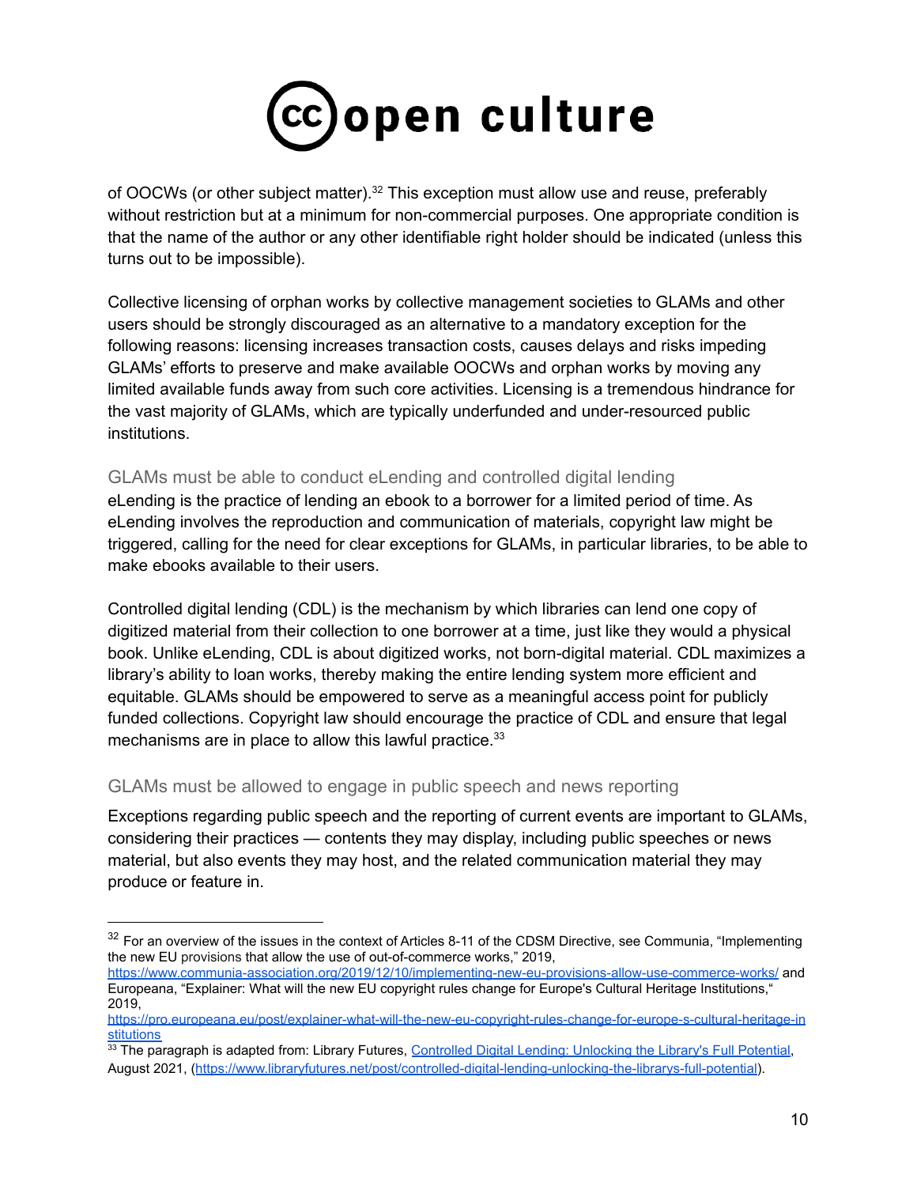of OOCWs (or other subject matter).[32] This exception must allow use and reuse, preferably without restriction but at a minimum for non-commercial purposes. One appropriate condition is that the name of the author or any other identifiable right holder should be indicated (unless this turns out to be impossible).

Collective licensing of orphan works by collective management societies to GLAMs and other users should be strongly discouraged as an alternative to a mandatory exception for the following reasons: licensing increases transaction costs, causes delays and risks impeding GLAMs' efforts to preserve and make available OOCWs and orphan works by moving any limited available funds away from such core activities. Licensing is a tremendous hindrance for the vast majority of GLAMs, which are typically underfunded and under-resourced public institutions.

### GLAMs must be able to conduct eLending and controlled digital lending

eLending is the practice of lending an ebook to a borrower for a limited period of time. As eLending involves the reproduction and communication of materials, copyright law might be triggered, calling for the need for clear exceptions for GLAMs, in particular libraries, to be able to make ebooks available to their users.

Controlled digital lending (CDL) is the mechanism by which libraries can lend one copy of digitized material from their collection to one borrower at a time, just like they would a physical book. Unlike eLending, CDL is about digitized works, not born-digital material. CDL maximizes a library's ability to loan works, thereby making the entire lending system more efficient and equitable. GLAMs should be empowered to serve as a meaningful access point for publicly funded collections. Copyright law should encourage the practice of CDL and ensure that legal mechanisms are in place to allow this lawful practice.[33]

### GLAMs must be allowed to engage in public speech and news reporting

Exceptions regarding public speech and the reporting of current events are important to GLAMs, considering their practices — contents they may display, including public speeches or news material, but also events they may host, and the related communication material they may produce or feature in.

---

[32] For an overview of the issues in the context of Articles 8-11 of the CDSM Directive, see Communia, "Implementing the new EU provisions that allow the use of out-of-commerce works," 2019, https://www.communia-association.org/2019/12/10/implementing-new-eu-provisions-allow-use-commerce-works/ and Europeana, "Explainer: What will the new EU copyright rules change for Europe's Cultural Heritage Institutions," 2019, https://pro.europeana.eu/post/explainer-what-will-the-new-eu-copyright-rules-change-for-europe-s-cultural-heritage-institutions

[33] The paragraph is adapted from: Library Futures, [Controlled Digital Lending: Unlocking the Library's Full Potential](https://www.libraryfutures.net/post/controlled-digital-lending-unlocking-the-librarys-full-potential), August 2021, (https://www.libraryfutures.net/post/controlled-digital-lending-unlocking-the-librarys-full-potential).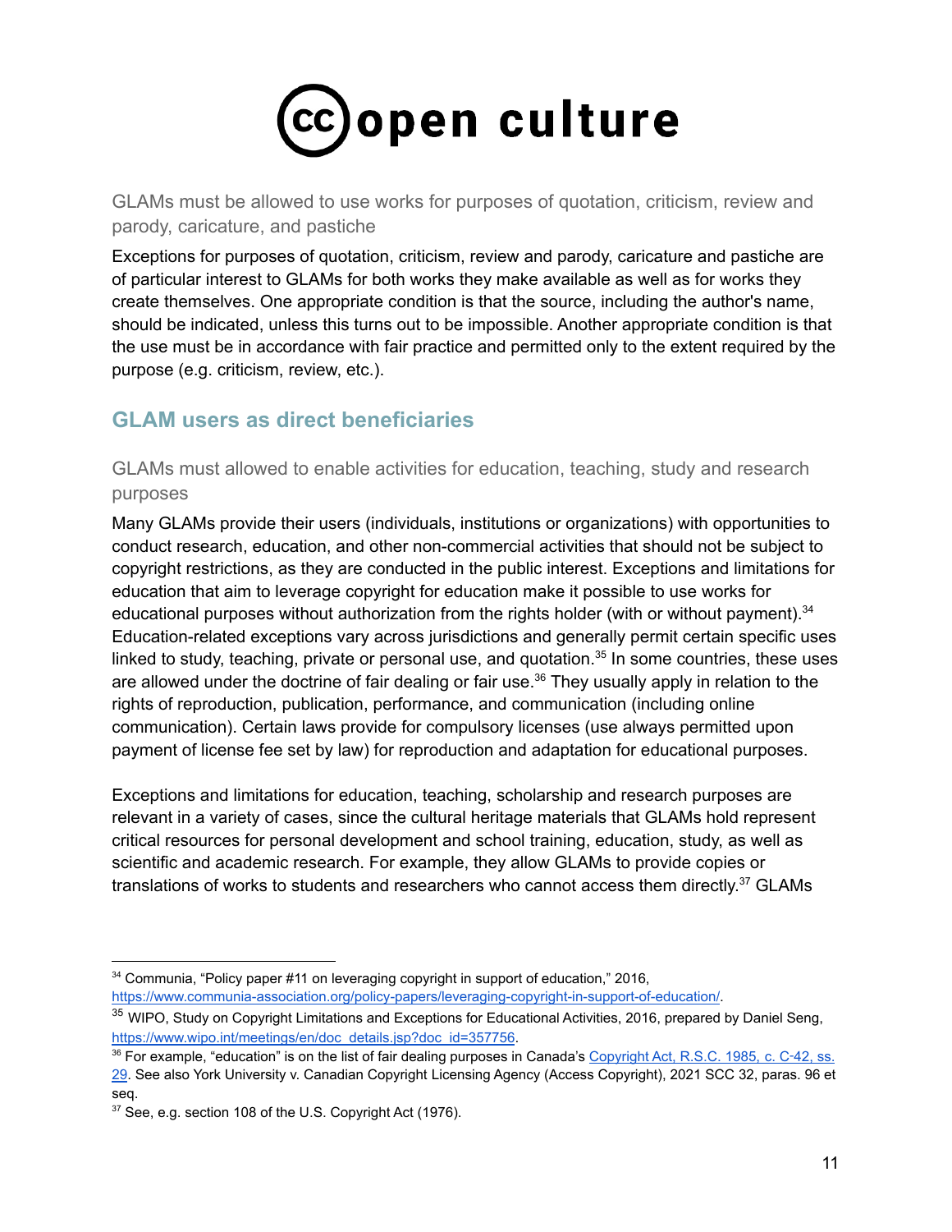### GLAMs must be allowed to use works for purposes of quotation, criticism, review and parody, caricature, and pastiche

Exceptions for purposes of quotation, criticism, review and parody, caricature and pastiche are of particular interest to GLAMs for both works they make available as well as for works they create themselves. One appropriate condition is that the source, including the author's name, should be indicated, unless this turns out to be impossible. Another appropriate condition is that the use must be in accordance with fair practice and permitted only to the extent required by the purpose (e.g. criticism, review, etc.).

## GLAM users as direct beneficiaries

### GLAMs must allowed to enable activities for education, teaching, study and research purposes

Many GLAMs provide their users (individuals, institutions or organizations) with opportunities to conduct research, education, and other non-commercial activities that should not be subject to copyright restrictions, as they are conducted in the public interest. Exceptions and limitations for education that aim to leverage copyright for education make it possible to use works for educational purposes without authorization from the rights holder (with or without payment).[34] Education-related exceptions vary across jurisdictions and generally permit certain specific uses linked to study, teaching, private or personal use, and quotation.[35] In some countries, these uses are allowed under the doctrine of fair dealing or fair use.[36] They usually apply in relation to the rights of reproduction, publication, performance, and communication (including online communication). Certain laws provide for compulsory licenses (use always permitted upon payment of license fee set by law) for reproduction and adaptation for educational purposes.

Exceptions and limitations for education, teaching, scholarship and research purposes are relevant in a variety of cases, since the cultural heritage materials that GLAMs hold represent critical resources for personal development and school training, education, study, as well as scientific and academic research. For example, they allow GLAMs to provide copies or translations of works to students and researchers who cannot access them directly.[37] GLAMs

---

[34] Communia, "Policy paper #11 on leveraging copyright in support of education," 2016, https://www.communia-association.org/policy-papers/leveraging-copyright-in-support-of-education/.

[35] WIPO, Study on Copyright Limitations and Exceptions for Educational Activities, 2016, prepared by Daniel Seng, https://www.wipo.int/meetings/en/doc_details.jsp?doc_id=357756.

[36] For example, "education" is on the list of fair dealing purposes in Canada's Copyright Act, R.S.C. 1985, c. C-42, ss. 29. See also York University v. Canadian Copyright Licensing Agency (Access Copyright), 2021 SCC 32, paras. 96 et seq.

[37] See, e.g. section 108 of the U.S. Copyright Act (1976).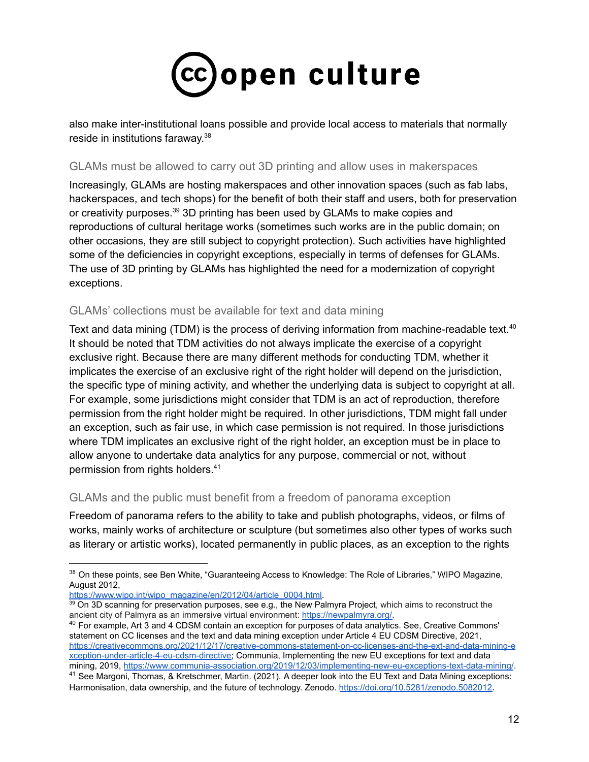also make inter-institutional loans possible and provide local access to materials that normally reside in institutions faraway.[38]

### GLAMs must be allowed to carry out 3D printing and allow uses in makerspaces

Increasingly, GLAMs are hosting makerspaces and other innovation spaces (such as fab labs, hackerspaces, and tech shops) for the benefit of both their staff and users, both for preservation or creativity purposes.[39] 3D printing has been used by GLAMs to make copies and reproductions of cultural heritage works (sometimes such works are in the public domain; on other occasions, they are still subject to copyright protection). Such activities have highlighted some of the deficiencies in copyright exceptions, especially in terms of defenses for GLAMs. The use of 3D printing by GLAMs has highlighted the need for a modernization of copyright exceptions.

### GLAMs' collections must be available for text and data mining

Text and data mining (TDM) is the process of deriving information from machine-readable text.[40] It should be noted that TDM activities do not always implicate the exercise of a copyright exclusive right. Because there are many different methods for conducting TDM, whether it implicates the exercise of an exclusive right of the right holder will depend on the jurisdiction, the specific type of mining activity, and whether the underlying data is subject to copyright at all. For example, some jurisdictions might consider that TDM is an act of reproduction, therefore permission from the right holder might be required. In other jurisdictions, TDM might fall under an exception, such as fair use, in which case permission is not required. In those jurisdictions where TDM implicates an exclusive right of the right holder, an exception must be in place to allow anyone to undertake data analytics for any purpose, commercial or not, without permission from rights holders.[41]

### GLAMs and the public must benefit from a freedom of panorama exception

Freedom of panorama refers to the ability to take and publish photographs, videos, or films of works, mainly works of architecture or sculpture (but sometimes also other types of works such as literary or artistic works), located permanently in public places, as an exception to the rights

---

[38] On these points, see Ben White, "Guaranteeing Access to Knowledge: The Role of Libraries," WIPO Magazine, August 2012, https://www.wipo.int/wipo_magazine/en/2012/04/article_0004.html.

[39] On 3D scanning for preservation purposes, see e.g., the New Palmyra Project, which aims to reconstruct the ancient city of Palmyra as an immersive virtual environment: https://newpalmyra.org/.

[40] For example, Art 3 and 4 CDSM contain an exception for purposes of data analytics. See, Creative Commons' statement on CC licenses and the text and data mining exception under Article 4 EU CDSM Directive, 2021, https://creativecommons.org/2021/12/17/creative-commons-statement-on-cc-licenses-and-the-ext-and-data-mining-exception-under-article-4-eu-cdsm-directive; Communia, Implementing the new EU exceptions for text and data mining, 2019, https://www.communia-association.org/2019/12/03/implementing-new-eu-exceptions-text-data-mining/.

[41] See Margoni, Thomas, & Kretschmer, Martin. (2021). A deeper look into the EU Text and Data Mining exceptions: Harmonisation, data ownership, and the future of technology. Zenodo. https://doi.org/10.5281/zenodo.5082012.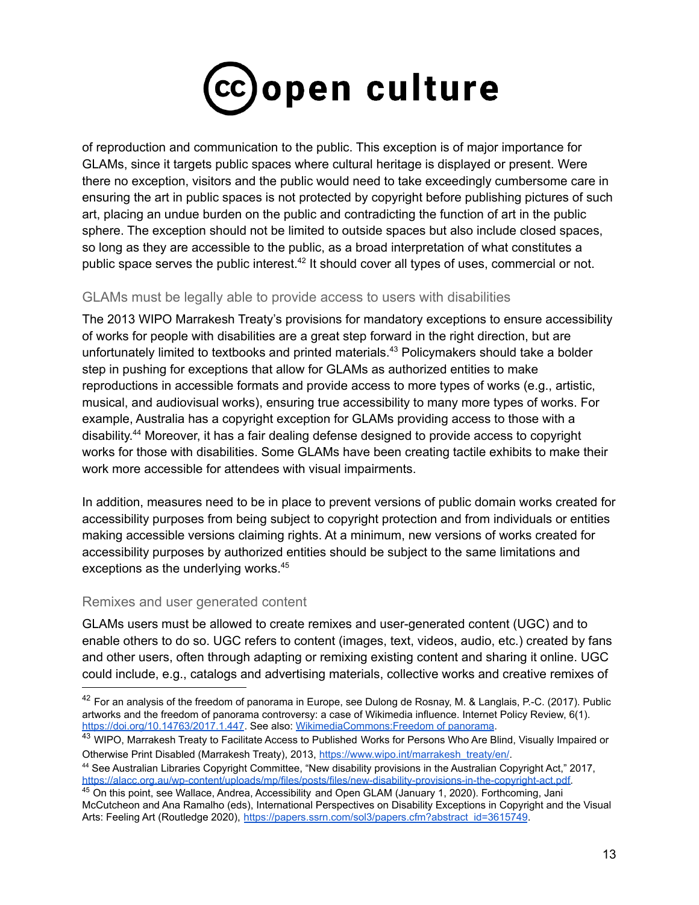of reproduction and communication to the public. This exception is of major importance for GLAMs, since it targets public spaces where cultural heritage is displayed or present. Were there no exception, visitors and the public would need to take exceedingly cumbersome care in ensuring the art in public spaces is not protected by copyright before publishing pictures of such art, placing an undue burden on the public and contradicting the function of art in the public sphere. The exception should not be limited to outside spaces but also include closed spaces, so long as they are accessible to the public, as a broad interpretation of what constitutes a public space serves the public interest.[42] It should cover all types of uses, commercial or not.

### GLAMs must be legally able to provide access to users with disabilities

The 2013 WIPO Marrakesh Treaty's provisions for mandatory exceptions to ensure accessibility of works for people with disabilities are a great step forward in the right direction, but are unfortunately limited to textbooks and printed materials.[43] Policymakers should take a bolder step in pushing for exceptions that allow for GLAMs as authorized entities to make reproductions in accessible formats and provide access to more types of works (e.g., artistic, musical, and audiovisual works), ensuring true accessibility to many more types of works. For example, Australia has a copyright exception for GLAMs providing access to those with a disability.[44] Moreover, it has a fair dealing defense designed to provide access to copyright works for those with disabilities. Some GLAMs have been creating tactile exhibits to make their work more accessible for attendees with visual impairments.

In addition, measures need to be in place to prevent versions of public domain works created for accessibility purposes from being subject to copyright protection and from individuals or entities making accessible versions claiming rights. At a minimum, new versions of works created for accessibility purposes by authorized entities should be subject to the same limitations and exceptions as the underlying works.[45]

### Remixes and user generated content

GLAMs users must be allowed to create remixes and user-generated content (UGC) and to enable others to do so. UGC refers to content (images, text, videos, audio, etc.) created by fans and other users, often through adapting or remixing existing content and sharing it online. UGC could include, e.g., catalogs and advertising materials, collective works and creative remixes of

---

[42] For an analysis of the freedom of panorama in Europe, see Dulong de Rosnay, M. & Langlais, P.-C. (2017). Public artworks and the freedom of panorama controversy: a case of Wikimedia influence. Internet Policy Review, 6(1). https://doi.org/10.14763/2017.1.447. See also: WikimediaCommons:Freedom of panorama.

[43] WIPO, Marrakesh Treaty to Facilitate Access to Published Works for Persons Who Are Blind, Visually Impaired or Otherwise Print Disabled (Marrakesh Treaty), 2013, https://www.wipo.int/marrakesh_treaty/en/.

[44] See Australian Libraries Copyright Committee, "New disability provisions in the Australian Copyright Act," 2017, https://alacc.org.au/wp-content/uploads/mp/files/posts/files/new-disability-provisions-in-the-copyright-act.pdf.

[45] On this point, see Wallace, Andrea, Accessibility and Open GLAM (January 1, 2020). Forthcoming, Jani McCutcheon and Ana Ramalho (eds), International Perspectives on Disability Exceptions in Copyright and the Visual Arts: Feeling Art (Routledge 2020), https://papers.ssrn.com/sol3/papers.cfm?abstract_id=3615749.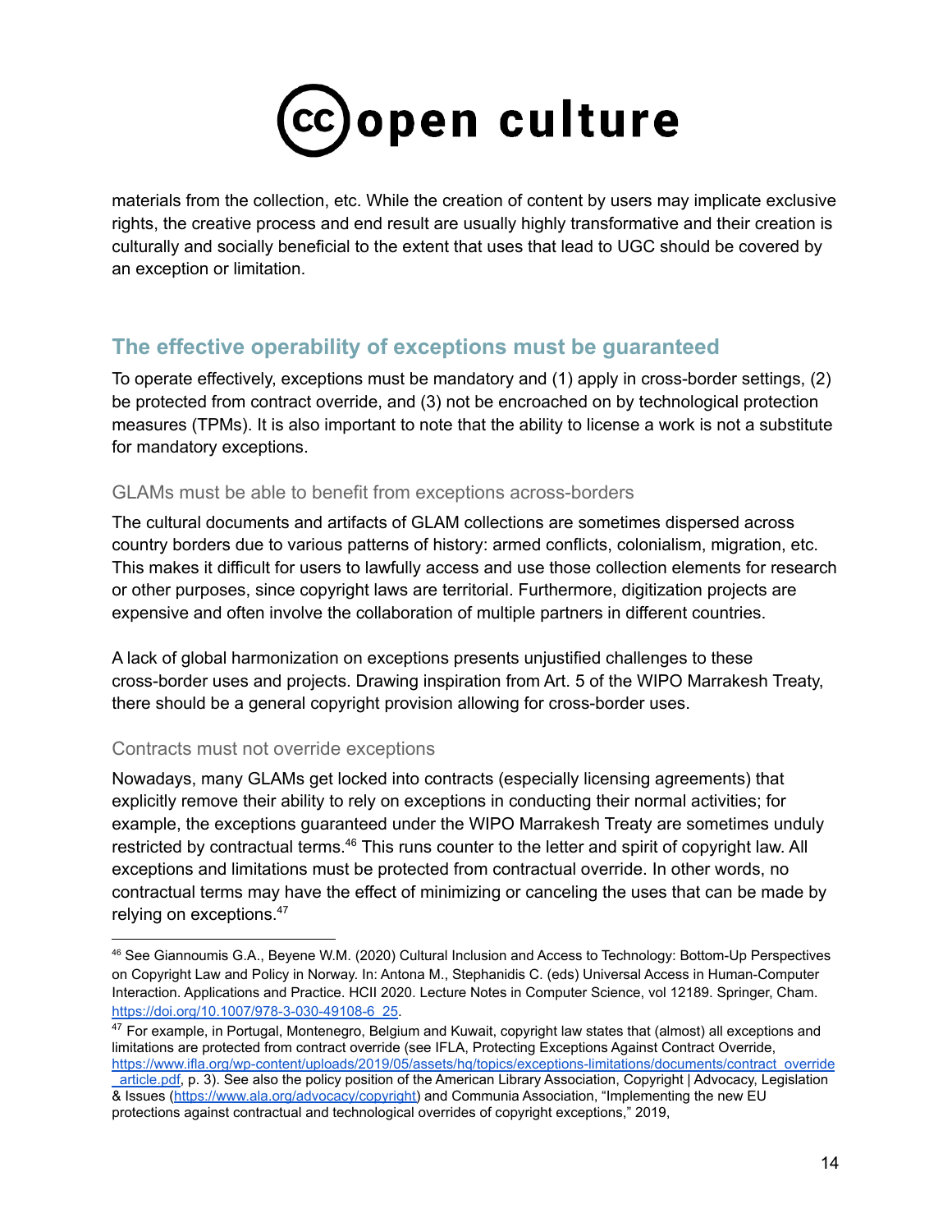materials from the collection, etc. While the creation of content by users may implicate exclusive rights, the creative process and end result are usually highly transformative and their creation is culturally and socially beneficial to the extent that uses that lead to UGC should be covered by an exception or limitation.

## The effective operability of exceptions must be guaranteed

To operate effectively, exceptions must be mandatory and (1) apply in cross-border settings, (2) be protected from contract override, and (3) not be encroached on by technological protection measures (TPMs). It is also important to note that the ability to license a work is not a substitute for mandatory exceptions.

### GLAMs must be able to benefit from exceptions across-borders

The cultural documents and artifacts of GLAM collections are sometimes dispersed across country borders due to various patterns of history: armed conflicts, colonialism, migration, etc. This makes it difficult for users to lawfully access and use those collection elements for research or other purposes, since copyright laws are territorial. Furthermore, digitization projects are expensive and often involve the collaboration of multiple partners in different countries.

A lack of global harmonization on exceptions presents unjustified challenges to these cross-border uses and projects. Drawing inspiration from Art. 5 of the WIPO Marrakesh Treaty, there should be a general copyright provision allowing for cross-border uses.

### Contracts must not override exceptions

Nowadays, many GLAMs get locked into contracts (especially licensing agreements) that explicitly remove their ability to rely on exceptions in conducting their normal activities; for example, the exceptions guaranteed under the WIPO Marrakesh Treaty are sometimes unduly restricted by contractual terms.[46] This runs counter to the letter and spirit of copyright law. All exceptions and limitations must be protected from contractual override. In other words, no contractual terms may have the effect of minimizing or canceling the uses that can be made by relying on exceptions.[47]

---

[46] See Giannoumis G.A., Beyene W.M. (2020) Cultural Inclusion and Access to Technology: Bottom-Up Perspectives on Copyright Law and Policy in Norway. In: Antona M., Stephanidis C. (eds) Universal Access in Human-Computer Interaction. Applications and Practice. HCII 2020. Lecture Notes in Computer Science, vol 12189. Springer, Cham. https://doi.org/10.1007/978-3-030-49108-6_25.

[47] For example, in Portugal, Montenegro, Belgium and Kuwait, copyright law states that (almost) all exceptions and limitations are protected from contract override (see IFLA, Protecting Exceptions Against Contract Override, https://www.ifla.org/wp-content/uploads/2019/05/assets/hq/topics/exceptions-limitations/documents/contract_override_article.pdf, p. 3). See also the policy position of the American Library Association, Copyright | Advocacy, Legislation & Issues (https://www.ala.org/advocacy/copyright) and Communia Association, "Implementing the new EU protections against contractual and technological overrides of copyright exceptions," 2019,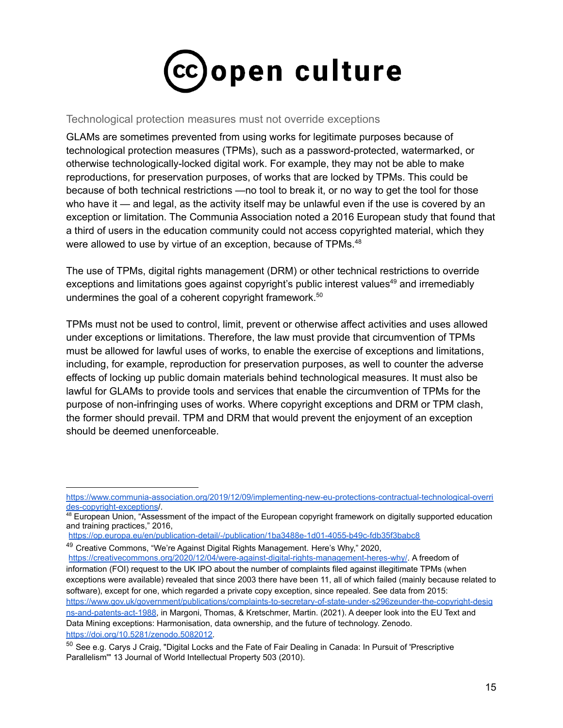### Technological protection measures must not override exceptions

GLAMs are sometimes prevented from using works for legitimate purposes because of technological protection measures (TPMs), such as a password-protected, watermarked, or otherwise technologically-locked digital work. For example, they may not be able to make reproductions, for preservation purposes, of works that are locked by TPMs. This could be because of both technical restrictions —no tool to break it, or no way to get the tool for those who have it — and legal, as the activity itself may be unlawful even if the use is covered by an exception or limitation. The Communia Association noted a 2016 European study that found that a third of users in the education community could not access copyrighted material, which they were allowed to use by virtue of an exception, because of TPMs.[48]

The use of TPMs, digital rights management (DRM) or other technical restrictions to override exceptions and limitations goes against copyright's public interest values[49] and irremediably undermines the goal of a coherent copyright framework.[50]

TPMs must not be used to control, limit, prevent or otherwise affect activities and uses allowed under exceptions or limitations. Therefore, the law must provide that circumvention of TPMs must be allowed for lawful uses of works, to enable the exercise of exceptions and limitations, including, for example, reproduction for preservation purposes, as well to counter the adverse effects of locking up public domain materials behind technological measures. It must also be lawful for GLAMs to provide tools and services that enable the circumvention of TPMs for the purpose of non-infringing uses of works. Where copyright exceptions and DRM or TPM clash, the former should prevail. TPM and DRM that would prevent the enjoyment of an exception should be deemed unenforceable.

---

https://www.communia-association.org/2019/12/09/implementing-new-eu-protections-contractual-technological-overrides-copyright-exceptions/.

[48] European Union, "Assessment of the impact of the European copyright framework on digitally supported education and training practices," 2016, https://op.europa.eu/en/publication-detail/-/publication/1ba3488e-1d01-4055-b49c-fdb35f3babc8

[49] Creative Commons, "We're Against Digital Rights Management. Here's Why," 2020, https://creativecommons.org/2020/12/04/were-against-digital-rights-management-heres-why/. A freedom of information (FOI) request to the UK IPO about the number of complaints filed against illegitimate TPMs (when exceptions were available) revealed that since 2003 there have been 11, all of which failed (mainly because related to software), except for one, which regarded a private copy exception, since repealed. See data from 2015: https://www.gov.uk/government/publications/complaints-to-secretary-of-state-under-s296zeunder-the-copyright-designs-and-patents-act-1988, in Margoni, Thomas, & Kretschmer, Martin. (2021). A deeper look into the EU Text and Data Mining exceptions: Harmonisation, data ownership, and the future of technology. Zenodo. https://doi.org/10.5281/zenodo.5082012.

[50] See e.g. Carys J Craig, "Digital Locks and the Fate of Fair Dealing in Canada: In Pursuit of 'Prescriptive Parallelism'" 13 Journal of World Intellectual Property 503 (2010).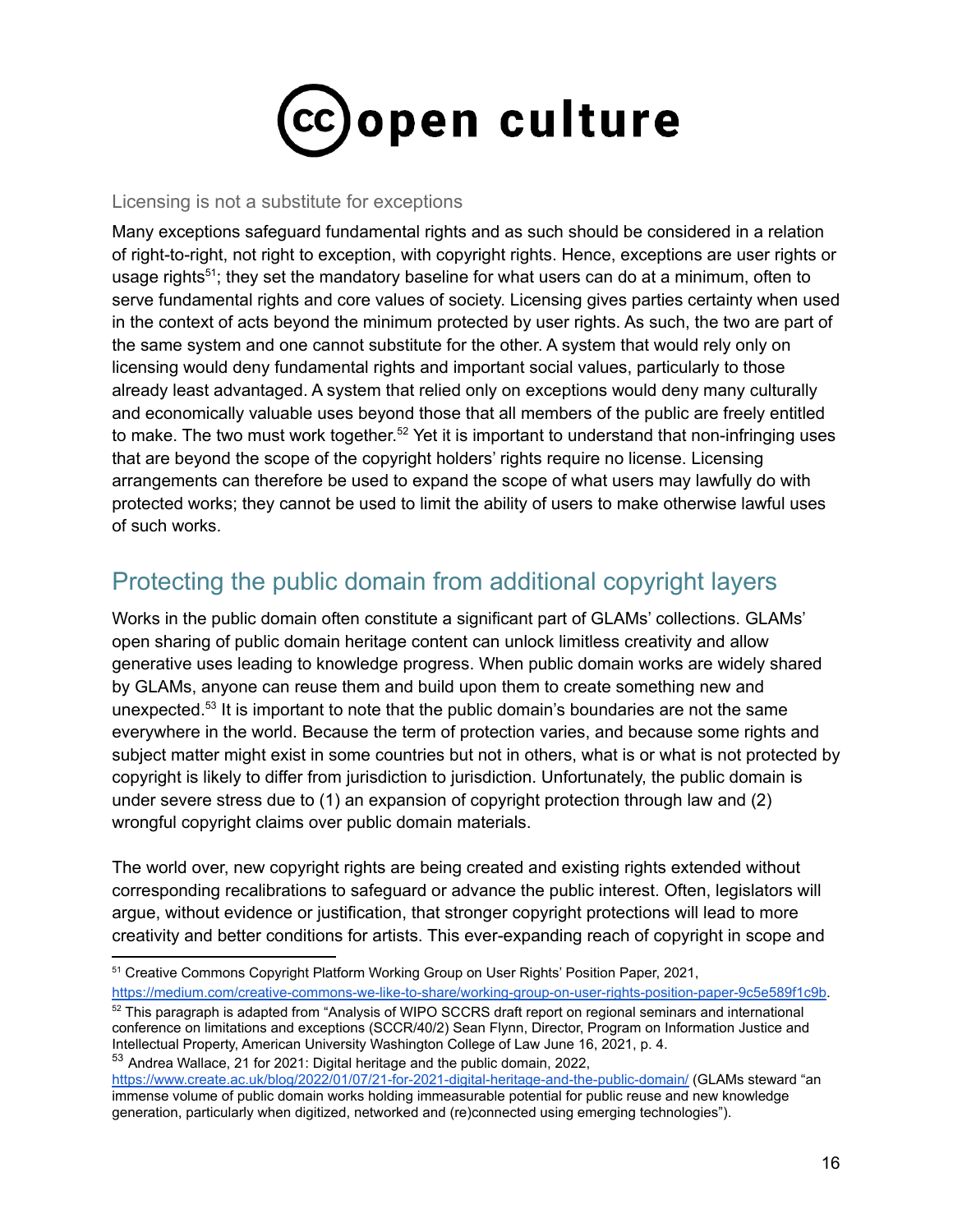### Licensing is not a substitute for exceptions

Many exceptions safeguard fundamental rights and as such should be considered in a relation of right-to-right, not right to exception, with copyright rights. Hence, exceptions are user rights or usage rights[51]; they set the mandatory baseline for what users can do at a minimum, often to serve fundamental rights and core values of society. Licensing gives parties certainty when used in the context of acts beyond the minimum protected by user rights. As such, the two are part of the same system and one cannot substitute for the other. A system that would rely only on licensing would deny fundamental rights and important social values, particularly to those already least advantaged. A system that relied only on exceptions would deny many culturally and economically valuable uses beyond those that all members of the public are freely entitled to make. The two must work together.[52] Yet it is important to understand that non-infringing uses that are beyond the scope of the copyright holders' rights require no license. Licensing arrangements can therefore be used to expand the scope of what users may lawfully do with protected works; they cannot be used to limit the ability of users to make otherwise lawful uses of such works.

## Protecting the public domain from additional copyright layers

Works in the public domain often constitute a significant part of GLAMs' collections. GLAMs' open sharing of public domain heritage content can unlock limitless creativity and allow generative uses leading to knowledge progress. When public domain works are widely shared by GLAMs, anyone can reuse them and build upon them to create something new and unexpected.[53] It is important to note that the public domain's boundaries are not the same everywhere in the world. Because the term of protection varies, and because some rights and subject matter might exist in some countries but not in others, what is or what is not protected by copyright is likely to differ from jurisdiction to jurisdiction. Unfortunately, the public domain is under severe stress due to (1) an expansion of copyright protection through law and (2) wrongful copyright claims over public domain materials.

The world over, new copyright rights are being created and existing rights extended without corresponding recalibrations to safeguard or advance the public interest. Often, legislators will argue, without evidence or justification, that stronger copyright protections will lead to more creativity and better conditions for artists. This ever-expanding reach of copyright in scope and

---

[51] Creative Commons Copyright Platform Working Group on User Rights' Position Paper, 2021, https://medium.com/creative-commons-we-like-to-share/working-group-on-user-rights-position-paper-9c5e589f1c9b.

[52] This paragraph is adapted from "Analysis of WIPO SCCRS draft report on regional seminars and international conference on limitations and exceptions (SCCR/40/2) Sean Flynn, Director, Program on Information Justice and Intellectual Property, American University Washington College of Law June 16, 2021, p. 4.

[53] Andrea Wallace, 21 for 2021: Digital heritage and the public domain, 2022, https://www.create.ac.uk/blog/2022/01/07/21-for-2021-digital-heritage-and-the-public-domain/ (GLAMs steward "an immense volume of public domain works holding immeasurable potential for public reuse and new knowledge generation, particularly when digitized, networked and (re)connected using emerging technologies").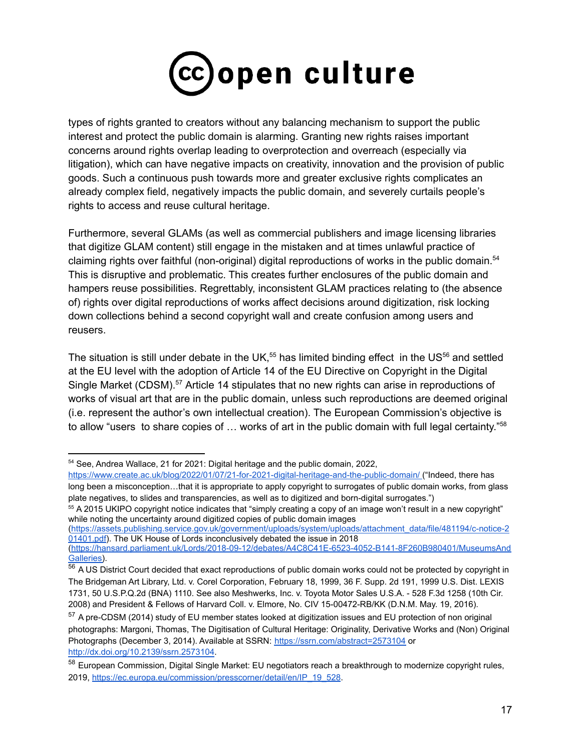types of rights granted to creators without any balancing mechanism to support the public interest and protect the public domain is alarming. Granting new rights raises important concerns around rights overlap leading to overprotection and overreach (especially via litigation), which can have negative impacts on creativity, innovation and the provision of public goods. Such a continuous push towards more and greater exclusive rights complicates an already complex field, negatively impacts the public domain, and severely curtails people's rights to access and reuse cultural heritage.

Furthermore, several GLAMs (as well as commercial publishers and image licensing libraries that digitize GLAM content) still engage in the mistaken and at times unlawful practice of claiming rights over faithful (non-original) digital reproductions of works in the public domain.[54] This is disruptive and problematic. This creates further enclosures of the public domain and hampers reuse possibilities. Regrettably, inconsistent GLAM practices relating to (the absence of) rights over digital reproductions of works affect decisions around digitization, risk locking down collections behind a second copyright wall and create confusion among users and reusers.

The situation is still under debate in the UK,[55] has limited binding effect in the US[56] and settled at the EU level with the adoption of Article 14 of the EU Directive on Copyright in the Digital Single Market (CDSM).[57] Article 14 stipulates that no new rights can arise in reproductions of works of visual art that are in the public domain, unless such reproductions are deemed original (i.e. represent the author's own intellectual creation). The European Commission's objective is to allow "users to share copies of … works of art in the public domain with full legal certainty."[58]

---

[54] See, Andrea Wallace, 21 for 2021: Digital heritage and the public domain, 2022, https://www.create.ac.uk/blog/2022/01/07/21-for-2021-digital-heritage-and-the-public-domain/ ("Indeed, there has long been a misconception…that it is appropriate to apply copyright to surrogates of public domain works, from glass plate negatives, to slides and transparencies, as well as to digitized and born-digital surrogates.")

[55] A 2015 UKIPO copyright notice indicates that "simply creating a copy of an image won't result in a new copyright" while noting the uncertainty around digitized copies of public domain images (https://assets.publishing.service.gov.uk/government/uploads/system/uploads/attachment_data/file/481194/c-notice-201401.pdf). The UK House of Lords inconclusively debated the issue in 2018 (https://hansard.parliament.uk/Lords/2018-09-12/debates/A4C8C41E-6523-4052-B141-8F260B980401/MuseumsAndGalleries).

[56] A US District Court decided that exact reproductions of public domain works could not be protected by copyright in The Bridgeman Art Library, Ltd. v. Corel Corporation, February 18, 1999, 36 F. Supp. 2d 191, 1999 U.S. Dist. LEXIS 1731, 50 U.S.P.Q.2d (BNA) 1110. See also Meshwerks, Inc. v. Toyota Motor Sales U.S.A. - 528 F.3d 1258 (10th Cir. 2008) and President & Fellows of Harvard Coll. v. Elmore, No. CIV 15-00472-RB/KK (D.N.M. May. 19, 2016).

[57] A pre-CDSM (2014) study of EU member states looked at digitization issues and EU protection of non original photographs: Margoni, Thomas, The Digitisation of Cultural Heritage: Originality, Derivative Works and (Non) Original Photographs (December 3, 2014). Available at SSRN: https://ssrn.com/abstract=2573104 or http://dx.doi.org/10.2139/ssrn.2573104.

[58] European Commission, Digital Single Market: EU negotiators reach a breakthrough to modernize copyright rules, 2019, https://ec.europa.eu/commission/presscorner/detail/en/IP_19_528.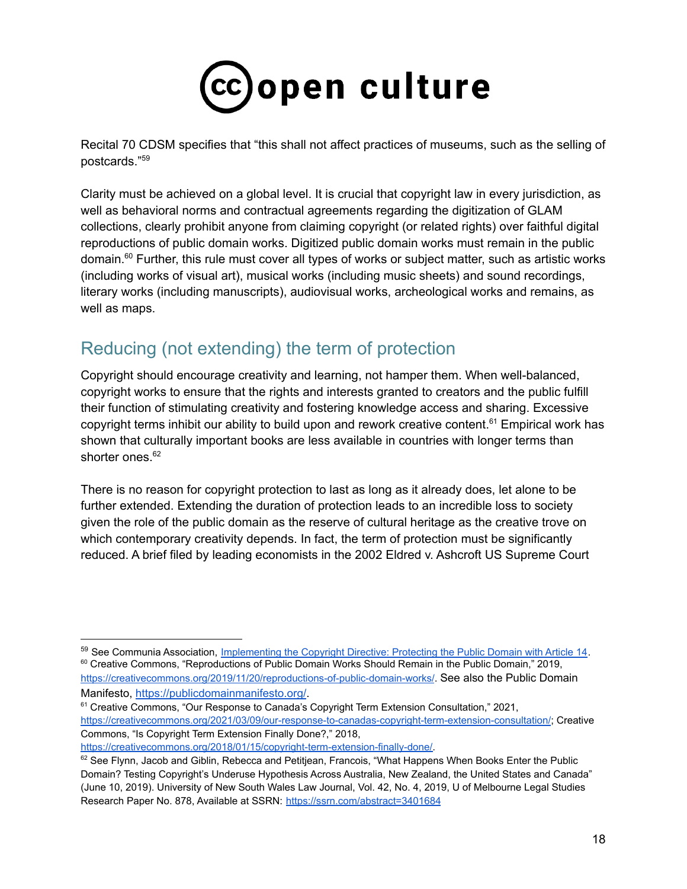Recital 70 CDSM specifies that "this shall not affect practices of museums, such as the selling of postcards."[59]

Clarity must be achieved on a global level. It is crucial that copyright law in every jurisdiction, as well as behavioral norms and contractual agreements regarding the digitization of GLAM collections, clearly prohibit anyone from claiming copyright (or related rights) over faithful digital reproductions of public domain works. Digitized public domain works must remain in the public domain.[60] Further, this rule must cover all types of works or subject matter, such as artistic works (including works of visual art), musical works (including music sheets) and sound recordings, literary works (including manuscripts), audiovisual works, archeological works and remains, as well as maps.

## Reducing (not extending) the term of protection

Copyright should encourage creativity and learning, not hamper them. When well-balanced, copyright works to ensure that the rights and interests granted to creators and the public fulfill their function of stimulating creativity and fostering knowledge access and sharing. Excessive copyright terms inhibit our ability to build upon and rework creative content.[61] Empirical work has shown that culturally important books are less available in countries with longer terms than shorter ones.[62]

There is no reason for copyright protection to last as long as it already does, let alone to be further extended. Extending the duration of protection leads to an incredible loss to society given the role of the public domain as the reserve of cultural heritage as the creative trove on which contemporary creativity depends. In fact, the term of protection must be significantly reduced. A brief filed by leading economists in the 2002 Eldred v. Ashcroft US Supreme Court

---

[59] See Communia Association, [Implementing the Copyright Directive: Protecting the Public Domain with Article 14](#).

[60] Creative Commons, "Reproductions of Public Domain Works Should Remain in the Public Domain," 2019, https://creativecommons.org/2019/11/20/reproductions-of-public-domain-works/. See also the Public Domain Manifesto, https://publicdomainmanifesto.org/.

[61] Creative Commons, "Our Response to Canada's Copyright Term Extension Consultation," 2021, https://creativecommons.org/2021/03/09/our-response-to-canadas-copyright-term-extension-consultation/; Creative Commons, "Is Copyright Term Extension Finally Done?," 2018, https://creativecommons.org/2018/01/15/copyright-term-extension-finally-done/.

[62] See Flynn, Jacob and Giblin, Rebecca and Petitjean, Francois, "What Happens When Books Enter the Public Domain? Testing Copyright's Underuse Hypothesis Across Australia, New Zealand, the United States and Canada" (June 10, 2019). University of New South Wales Law Journal, Vol. 42, No. 4, 2019, U of Melbourne Legal Studies Research Paper No. 878, Available at SSRN: https://ssrn.com/abstract=3401684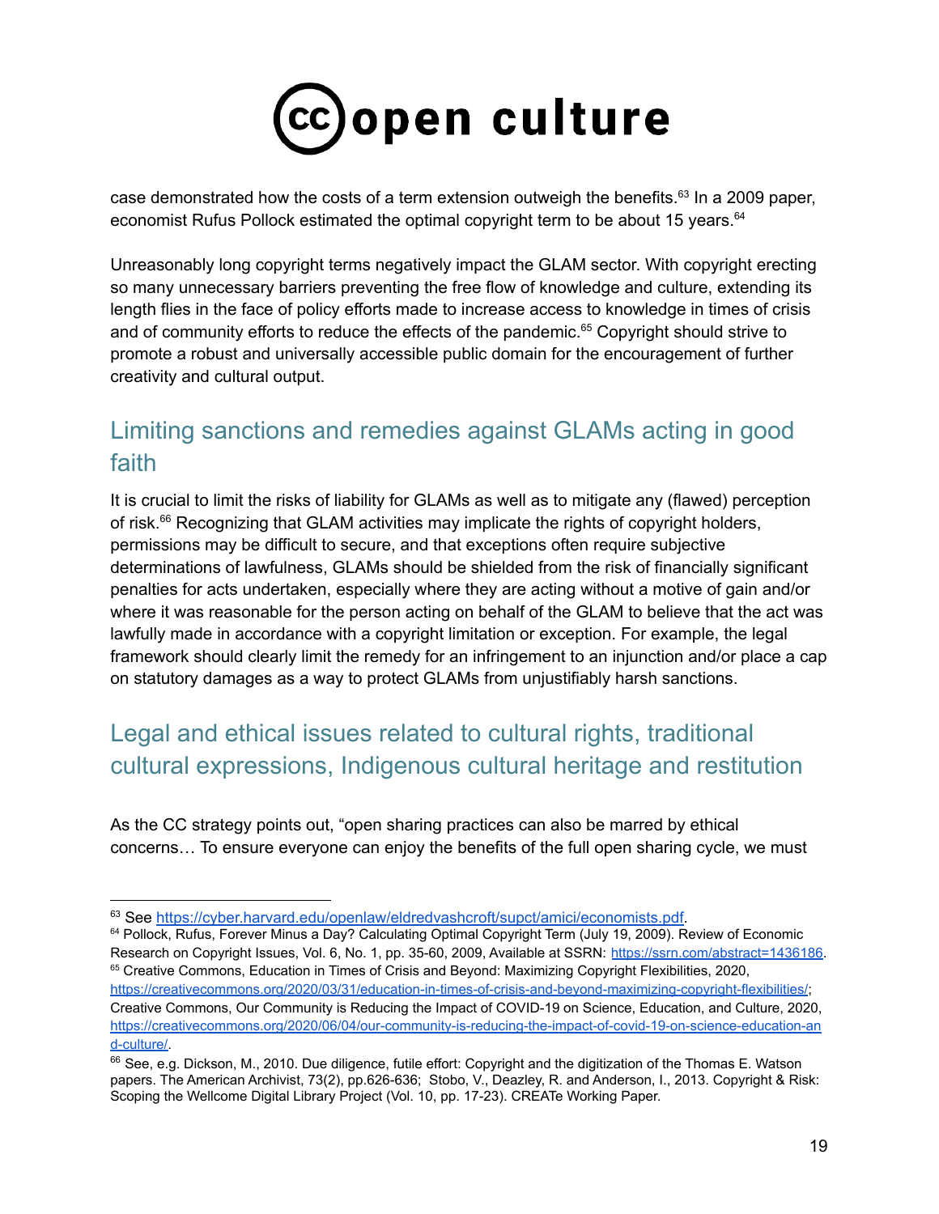case demonstrated how the costs of a term extension outweigh the benefits.[63] In a 2009 paper, economist Rufus Pollock estimated the optimal copyright term to be about 15 years.[64]

Unreasonably long copyright terms negatively impact the GLAM sector. With copyright erecting so many unnecessary barriers preventing the free flow of knowledge and culture, extending its length flies in the face of policy efforts made to increase access to knowledge in times of crisis and of community efforts to reduce the effects of the pandemic.[65] Copyright should strive to promote a robust and universally accessible public domain for the encouragement of further creativity and cultural output.

## Limiting sanctions and remedies against GLAMs acting in good faith

It is crucial to limit the risks of liability for GLAMs as well as to mitigate any (flawed) perception of risk.[66] Recognizing that GLAM activities may implicate the rights of copyright holders, permissions may be difficult to secure, and that exceptions often require subjective determinations of lawfulness, GLAMs should be shielded from the risk of financially significant penalties for acts undertaken, especially where they are acting without a motive of gain and/or where it was reasonable for the person acting on behalf of the GLAM to believe that the act was lawfully made in accordance with a copyright limitation or exception. For example, the legal framework should clearly limit the remedy for an infringement to an injunction and/or place a cap on statutory damages as a way to protect GLAMs from unjustifiably harsh sanctions.

## Legal and ethical issues related to cultural rights, traditional cultural expressions, Indigenous cultural heritage and restitution

As the CC strategy points out, "open sharing practices can also be marred by ethical concerns… To ensure everyone can enjoy the benefits of the full open sharing cycle, we must

---

[63] See https://cyber.harvard.edu/openlaw/eldredvashcroft/supct/amici/economists.pdf.

[64] Pollock, Rufus, Forever Minus a Day? Calculating Optimal Copyright Term (July 19, 2009). Review of Economic Research on Copyright Issues, Vol. 6, No. 1, pp. 35-60, 2009, Available at SSRN: https://ssrn.com/abstract=1436186.

[65] Creative Commons, Education in Times of Crisis and Beyond: Maximizing Copyright Flexibilities, 2020, https://creativecommons.org/2020/03/31/education-in-times-of-crisis-and-beyond-maximizing-copyright-flexibilities/; Creative Commons, Our Community is Reducing the Impact of COVID-19 on Science, Education, and Culture, 2020, https://creativecommons.org/2020/06/04/our-community-is-reducing-the-impact-of-covid-19-on-science-education-and-culture/.

[66] See, e.g. Dickson, M., 2010. Due diligence, futile effort: Copyright and the digitization of the Thomas E. Watson papers. The American Archivist, 73(2), pp.626-636; Stobo, V., Deazley, R. and Anderson, I., 2013. Copyright & Risk: Scoping the Wellcome Digital Library Project (Vol. 10, pp. 17-23). CREATe Working Paper.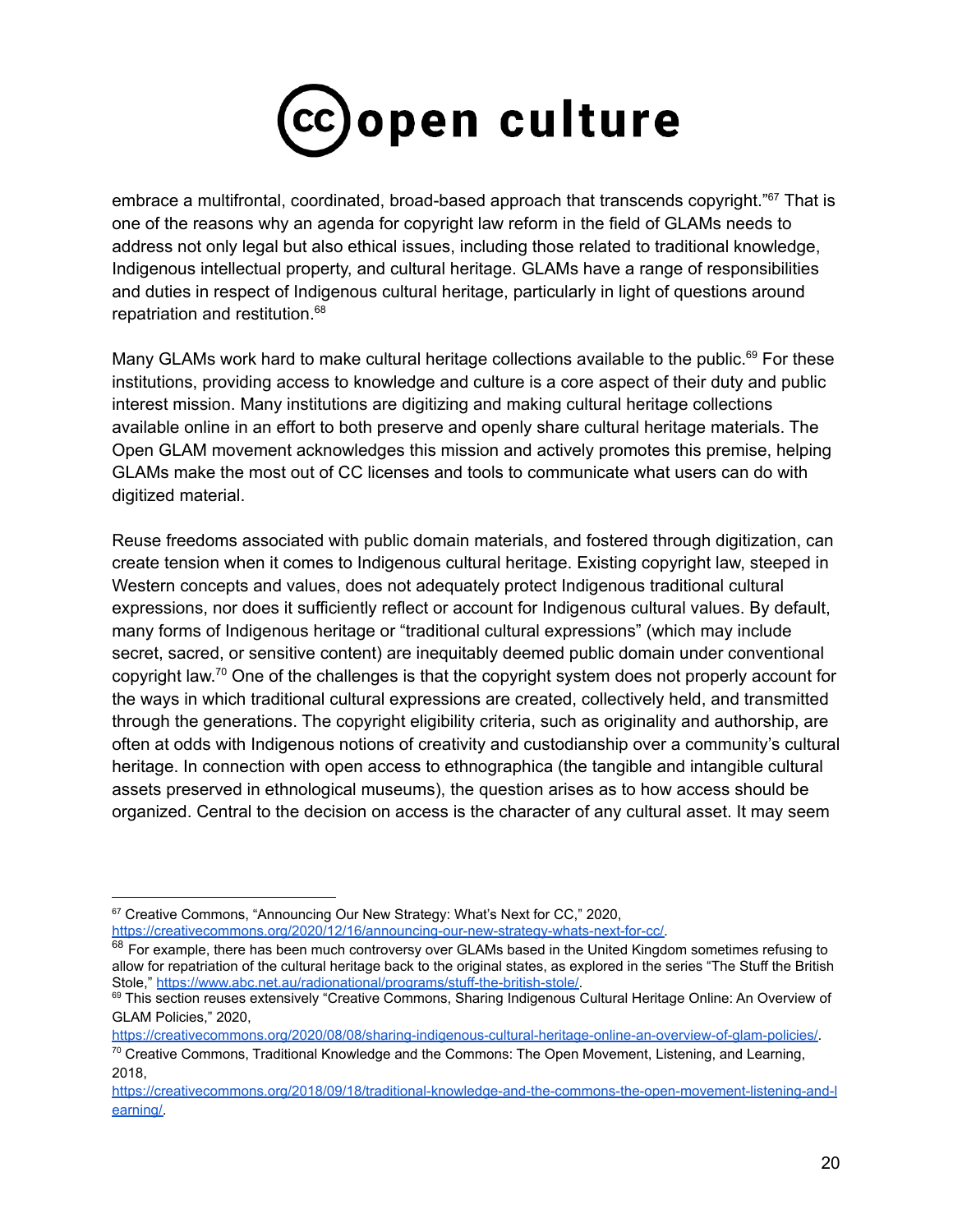embrace a multifrontal, coordinated, broad-based approach that transcends copyright."[67] That is one of the reasons why an agenda for copyright law reform in the field of GLAMs needs to address not only legal but also ethical issues, including those related to traditional knowledge, Indigenous intellectual property, and cultural heritage. GLAMs have a range of responsibilities and duties in respect of Indigenous cultural heritage, particularly in light of questions around repatriation and restitution.[68]

Many GLAMs work hard to make cultural heritage collections available to the public.[69] For these institutions, providing access to knowledge and culture is a core aspect of their duty and public interest mission. Many institutions are digitizing and making cultural heritage collections available online in an effort to both preserve and openly share cultural heritage materials. The Open GLAM movement acknowledges this mission and actively promotes this premise, helping GLAMs make the most out of CC licenses and tools to communicate what users can do with digitized material.

Reuse freedoms associated with public domain materials, and fostered through digitization, can create tension when it comes to Indigenous cultural heritage. Existing copyright law, steeped in Western concepts and values, does not adequately protect Indigenous traditional cultural expressions, nor does it sufficiently reflect or account for Indigenous cultural values. By default, many forms of Indigenous heritage or "traditional cultural expressions" (which may include secret, sacred, or sensitive content) are inequitably deemed public domain under conventional copyright law.[70] One of the challenges is that the copyright system does not properly account for the ways in which traditional cultural expressions are created, collectively held, and transmitted through the generations. The copyright eligibility criteria, such as originality and authorship, are often at odds with Indigenous notions of creativity and custodianship over a community's cultural heritage. In connection with open access to ethnographica (the tangible and intangible cultural assets preserved in ethnological museums), the question arises as to how access should be organized. Central to the decision on access is the character of any cultural asset. It may seem

---

[67] Creative Commons, "Announcing Our New Strategy: What's Next for CC," 2020, https://creativecommons.org/2020/12/16/announcing-our-new-strategy-whats-next-for-cc/.

[68] For example, there has been much controversy over GLAMs based in the United Kingdom sometimes refusing to allow for repatriation of the cultural heritage back to the original states, as explored in the series "The Stuff the British Stole," https://www.abc.net.au/radionational/programs/stuff-the-british-stole/.

[69] This section reuses extensively "Creative Commons, Sharing Indigenous Cultural Heritage Online: An Overview of GLAM Policies," 2020, https://creativecommons.org/2020/08/08/sharing-indigenous-cultural-heritage-online-an-overview-of-glam-policies/.

[70] Creative Commons, Traditional Knowledge and the Commons: The Open Movement, Listening, and Learning, 2018, https://creativecommons.org/2018/09/18/traditional-knowledge-and-the-commons-the-open-movement-listening-and-learning/.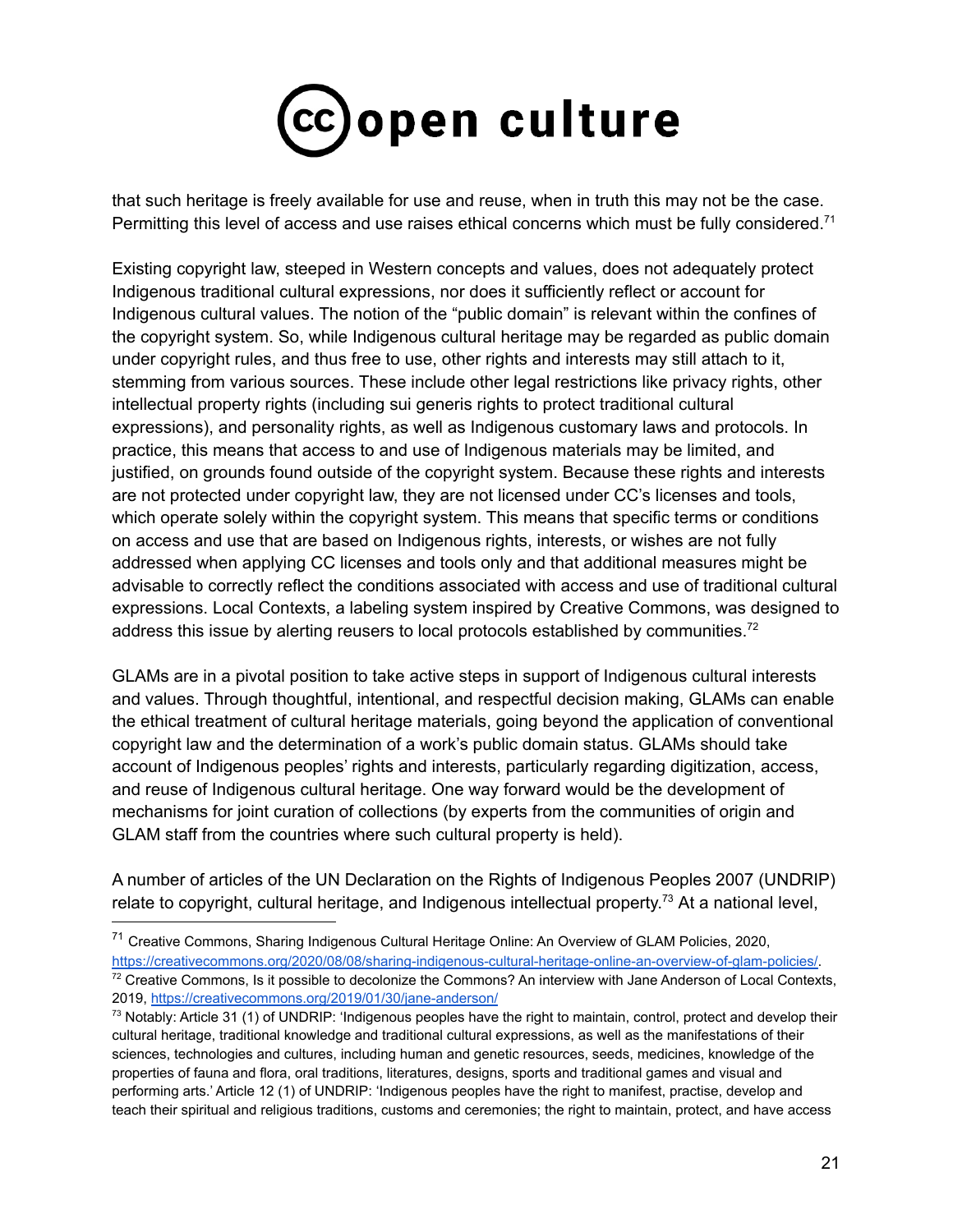that such heritage is freely available for use and reuse, when in truth this may not be the case. Permitting this level of access and use raises ethical concerns which must be fully considered.[71]

Existing copyright law, steeped in Western concepts and values, does not adequately protect Indigenous traditional cultural expressions, nor does it sufficiently reflect or account for Indigenous cultural values. The notion of the "public domain" is relevant within the confines of the copyright system. So, while Indigenous cultural heritage may be regarded as public domain under copyright rules, and thus free to use, other rights and interests may still attach to it, stemming from various sources. These include other legal restrictions like privacy rights, other intellectual property rights (including sui generis rights to protect traditional cultural expressions), and personality rights, as well as Indigenous customary laws and protocols. In practice, this means that access to and use of Indigenous materials may be limited, and justified, on grounds found outside of the copyright system. Because these rights and interests are not protected under copyright law, they are not licensed under CC's licenses and tools, which operate solely within the copyright system. This means that specific terms or conditions on access and use that are based on Indigenous rights, interests, or wishes are not fully addressed when applying CC licenses and tools only and that additional measures might be advisable to correctly reflect the conditions associated with access and use of traditional cultural expressions. Local Contexts, a labeling system inspired by Creative Commons, was designed to address this issue by alerting reusers to local protocols established by communities.[72]

GLAMs are in a pivotal position to take active steps in support of Indigenous cultural interests and values. Through thoughtful, intentional, and respectful decision making, GLAMs can enable the ethical treatment of cultural heritage materials, going beyond the application of conventional copyright law and the determination of a work's public domain status. GLAMs should take account of Indigenous peoples' rights and interests, particularly regarding digitization, access, and reuse of Indigenous cultural heritage. One way forward would be the development of mechanisms for joint curation of collections (by experts from the communities of origin and GLAM staff from the countries where such cultural property is held).

A number of articles of the UN Declaration on the Rights of Indigenous Peoples 2007 (UNDRIP) relate to copyright, cultural heritage, and Indigenous intellectual property.[73] At a national level,

---

[71] Creative Commons, Sharing Indigenous Cultural Heritage Online: An Overview of GLAM Policies, 2020, https://creativecommons.org/2020/08/08/sharing-indigenous-cultural-heritage-online-an-overview-of-glam-policies/.

[72] Creative Commons, Is it possible to decolonize the Commons? An interview with Jane Anderson of Local Contexts, 2019, https://creativecommons.org/2019/01/30/jane-anderson/

[73] Notably: Article 31 (1) of UNDRIP: 'Indigenous peoples have the right to maintain, control, protect and develop their cultural heritage, traditional knowledge and traditional cultural expressions, as well as the manifestations of their sciences, technologies and cultures, including human and genetic resources, seeds, medicines, knowledge of the properties of fauna and flora, oral traditions, literatures, designs, sports and traditional games and visual and performing arts.' Article 12 (1) of UNDRIP: 'Indigenous peoples have the right to manifest, practise, develop and teach their spiritual and religious traditions, customs and ceremonies; the right to maintain, protect, and have access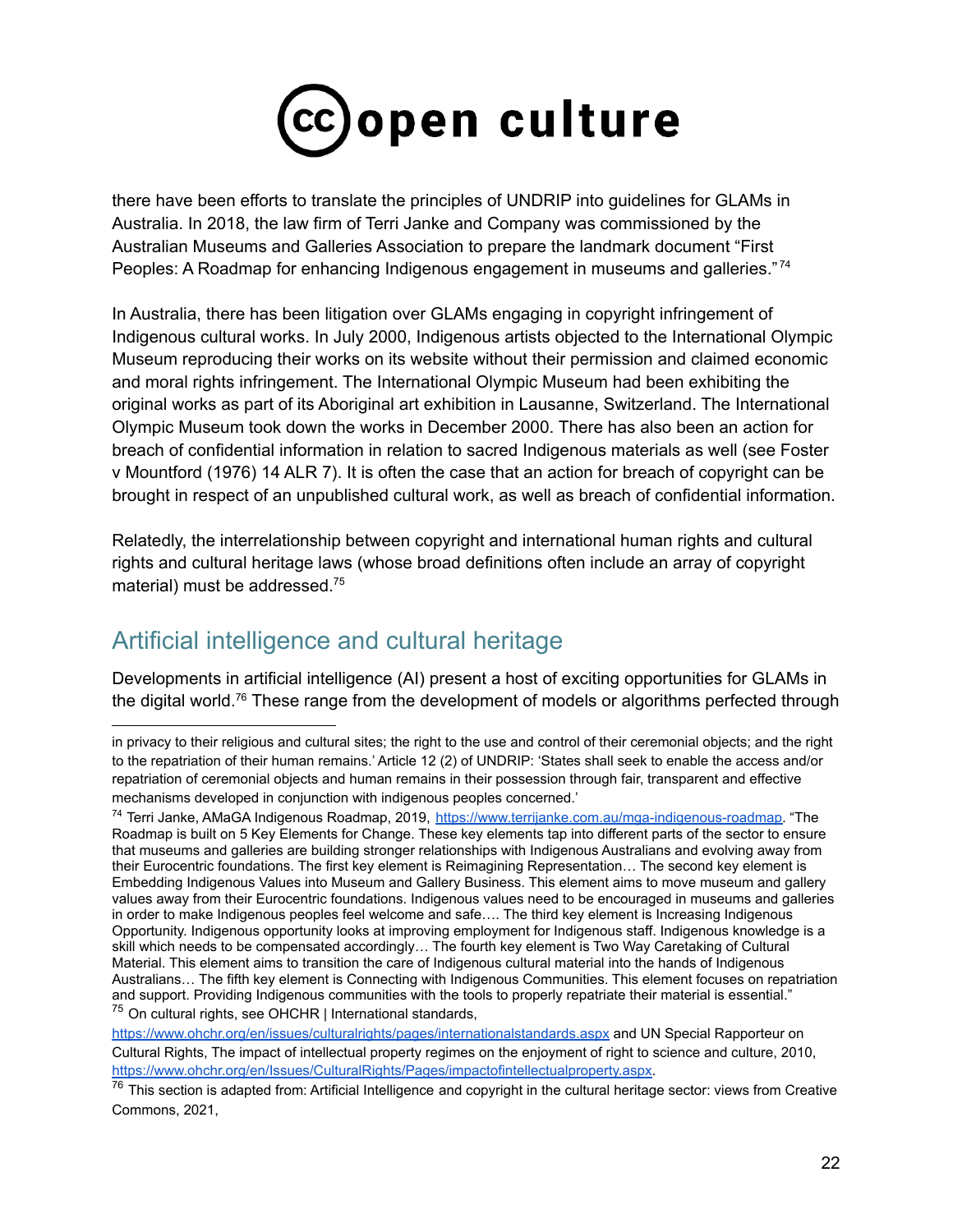there have been efforts to translate the principles of UNDRIP into guidelines for GLAMs in Australia. In 2018, the law firm of Terri Janke and Company was commissioned by the Australian Museums and Galleries Association to prepare the landmark document "First Peoples: A Roadmap for enhancing Indigenous engagement in museums and galleries."[74]

In Australia, there has been litigation over GLAMs engaging in copyright infringement of Indigenous cultural works. In July 2000, Indigenous artists objected to the International Olympic Museum reproducing their works on its website without their permission and claimed economic and moral rights infringement. The International Olympic Museum had been exhibiting the original works as part of its Aboriginal art exhibition in Lausanne, Switzerland. The International Olympic Museum took down the works in December 2000. There has also been an action for breach of confidential information in relation to sacred Indigenous materials as well (see Foster v Mountford (1976) 14 ALR 7). It is often the case that an action for breach of copyright can be brought in respect of an unpublished cultural work, as well as breach of confidential information.

Relatedly, the interrelationship between copyright and international human rights and cultural rights and cultural heritage laws (whose broad definitions often include an array of copyright material) must be addressed.[75]

## Artificial intelligence and cultural heritage

Developments in artificial intelligence (AI) present a host of exciting opportunities for GLAMs in the digital world.[76] These range from the development of models or algorithms perfected through

---

in privacy to their religious and cultural sites; the right to the use and control of their ceremonial objects; and the right to the repatriation of their human remains.' Article 12 (2) of UNDRIP: 'States shall seek to enable the access and/or repatriation of ceremonial objects and human remains in their possession through fair, transparent and effective mechanisms developed in conjunction with indigenous peoples concerned.'

[74] Terri Janke, AMaGA Indigenous Roadmap, 2019, https://www.terrijanke.com.au/mga-indigenous-roadmap. "The Roadmap is built on 5 Key Elements for Change. These key elements tap into different parts of the sector to ensure that museums and galleries are building stronger relationships with Indigenous Australians and evolving away from their Eurocentric foundations. The first key element is Reimagining Representation… The second key element is Embedding Indigenous Values into Museum and Gallery Business. This element aims to move museum and gallery values away from their Eurocentric foundations. Indigenous values need to be encouraged in museums and galleries in order to make Indigenous peoples feel welcome and safe…. The third key element is Increasing Indigenous Opportunity. Indigenous opportunity looks at improving employment for Indigenous staff. Indigenous knowledge is a skill which needs to be compensated accordingly… The fourth key element is Two Way Caretaking of Cultural Material. This element aims to transition the care of Indigenous cultural material into the hands of Indigenous Australians… The fifth key element is Connecting with Indigenous Communities. This element focuses on repatriation and support. Providing Indigenous communities with the tools to properly repatriate their material is essential."

[75] On cultural rights, see OHCHR | International standards, https://www.ohchr.org/en/issues/culturalrights/pages/internationalstandards.aspx and UN Special Rapporteur on Cultural Rights, The impact of intellectual property regimes on the enjoyment of right to science and culture, 2010, https://www.ohchr.org/en/Issues/CulturalRights/Pages/impactofintellectualproperty.aspx.

[76] This section is adapted from: Artificial Intelligence and copyright in the cultural heritage sector: views from Creative Commons, 2021,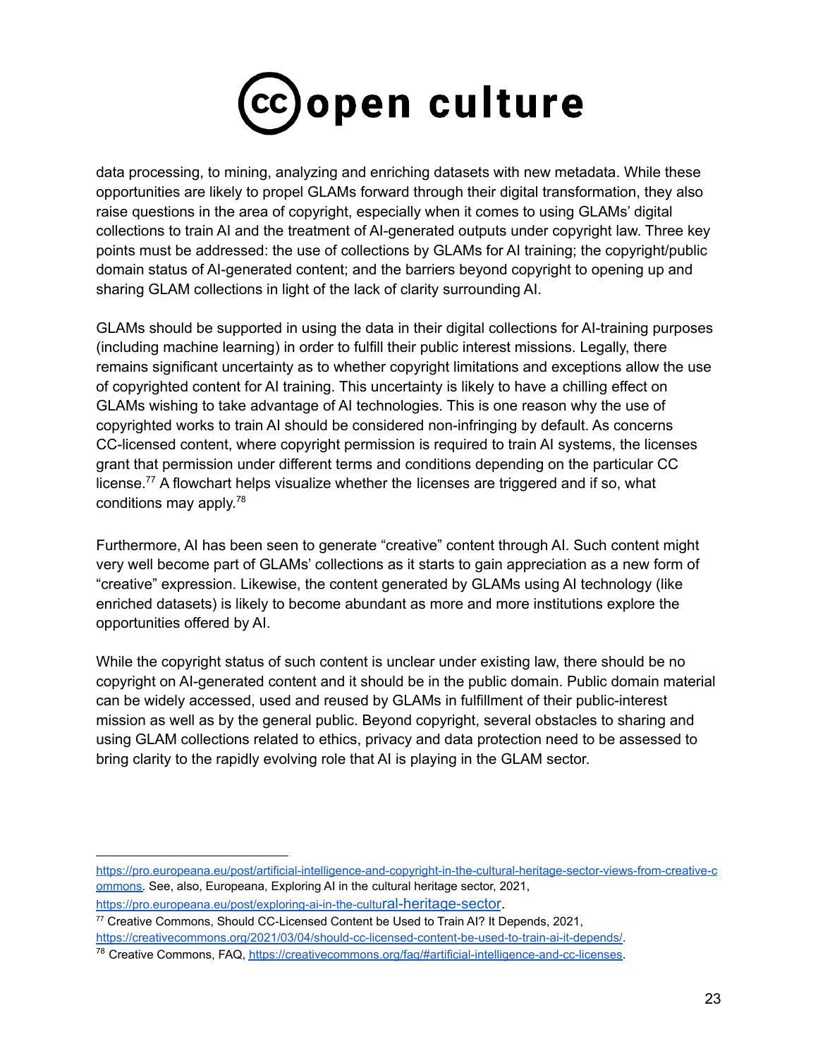data processing, to mining, analyzing and enriching datasets with new metadata. While these opportunities are likely to propel GLAMs forward through their digital transformation, they also raise questions in the area of copyright, especially when it comes to using GLAMs' digital collections to train AI and the treatment of AI-generated outputs under copyright law. Three key points must be addressed: the use of collections by GLAMs for AI training; the copyright/public domain status of AI-generated content; and the barriers beyond copyright to opening up and sharing GLAM collections in light of the lack of clarity surrounding AI.

GLAMs should be supported in using the data in their digital collections for AI-training purposes (including machine learning) in order to fulfill their public interest missions. Legally, there remains significant uncertainty as to whether copyright limitations and exceptions allow the use of copyrighted content for AI training. This uncertainty is likely to have a chilling effect on GLAMs wishing to take advantage of AI technologies. This is one reason why the use of copyrighted works to train AI should be considered non-infringing by default. As concerns CC-licensed content, where copyright permission is required to train AI systems, the licenses grant that permission under different terms and conditions depending on the particular CC license.[77] A flowchart helps visualize whether the licenses are triggered and if so, what conditions may apply.[78]

Furthermore, AI has been seen to generate "creative" content through AI. Such content might very well become part of GLAMs' collections as it starts to gain appreciation as a new form of "creative" expression. Likewise, the content generated by GLAMs using AI technology (like enriched datasets) is likely to become abundant as more and more institutions explore the opportunities offered by AI.

While the copyright status of such content is unclear under existing law, there should be no copyright on AI-generated content and it should be in the public domain. Public domain material can be widely accessed, used and reused by GLAMs in fulfillment of their public-interest mission as well as by the general public. Beyond copyright, several obstacles to sharing and using GLAM collections related to ethics, privacy and data protection need to be assessed to bring clarity to the rapidly evolving role that AI is playing in the GLAM sector.

---

https://pro.europeana.eu/post/artificial-intelligence-and-copyright-in-the-cultural-heritage-sector-views-from-creative-commons. See, also, Europeana, Exploring AI in the cultural heritage sector, 2021, https://pro.europeana.eu/post/exploring-ai-in-the-cultural-heritage-sector.

[77] Creative Commons, Should CC-Licensed Content be Used to Train AI? It Depends, 2021, https://creativecommons.org/2021/03/04/should-cc-licensed-content-be-used-to-train-ai-it-depends/.

[78] Creative Commons, FAQ, https://creativecommons.org/faq/#artificial-intelligence-and-cc-licenses.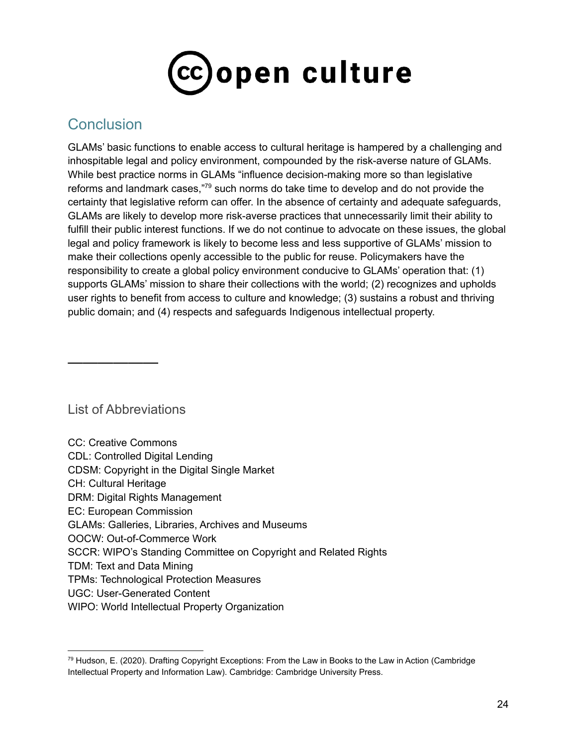## Conclusion

GLAMs' basic functions to enable access to cultural heritage is hampered by a challenging and inhospitable legal and policy environment, compounded by the risk-averse nature of GLAMs. While best practice norms in GLAMs "influence decision-making more so than legislative reforms and landmark cases,"[79] such norms do take time to develop and do not provide the certainty that legislative reform can offer. In the absence of certainty and adequate safeguards, GLAMs are likely to develop more risk-averse practices that unnecessarily limit their ability to fulfill their public interest functions. If we do not continue to advocate on these issues, the global legal and policy framework is likely to become less and less supportive of GLAMs' mission to make their collections openly accessible to the public for reuse. Policymakers have the responsibility to create a global policy environment conducive to GLAMs' operation that: (1) supports GLAMs' mission to share their collections with the world; (2) recognizes and upholds user rights to benefit from access to culture and knowledge; (3) sustains a robust and thriving public domain; and (4) respects and safeguards Indigenous intellectual property.

---

### List of Abbreviations

CC: Creative Commons
CDL: Controlled Digital Lending
CDSM: Copyright in the Digital Single Market
CH: Cultural Heritage
DRM: Digital Rights Management
EC: European Commission
GLAMs: Galleries, Libraries, Archives and Museums
OOCW: Out-of-Commerce Work
SCCR: WIPO's Standing Committee on Copyright and Related Rights
TDM: Text and Data Mining
TPMs: Technological Protection Measures
UGC: User-Generated Content
WIPO: World Intellectual Property Organization

[79] Hudson, E. (2020). Drafting Copyright Exceptions: From the Law in Books to the Law in Action (Cambridge Intellectual Property and Information Law). Cambridge: Cambridge University Press.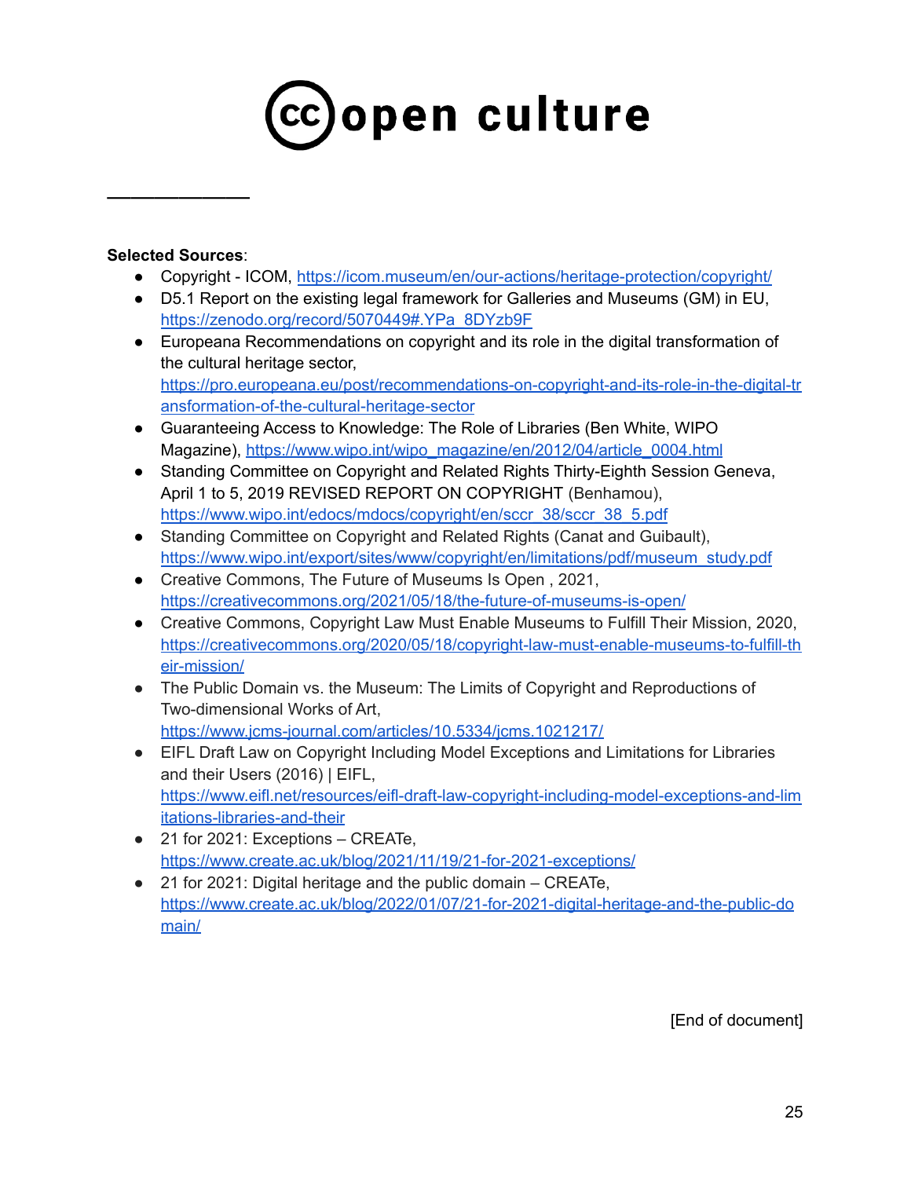**Selected Sources**:

- Copyright - ICOM, https://icom.museum/en/our-actions/heritage-protection/copyright/
- D5.1 Report on the existing legal framework for Galleries and Museums (GM) in EU, https://zenodo.org/record/5070449#.YPa_8DYzb9F
- Europeana Recommendations on copyright and its role in the digital transformation of the cultural heritage sector, https://pro.europeana.eu/post/recommendations-on-copyright-and-its-role-in-the-digital-transformation-of-the-cultural-heritage-sector
- Guaranteeing Access to Knowledge: The Role of Libraries (Ben White, WIPO Magazine), https://www.wipo.int/wipo_magazine/en/2012/04/article_0004.html
- Standing Committee on Copyright and Related Rights Thirty-Eighth Session Geneva, April 1 to 5, 2019 REVISED REPORT ON COPYRIGHT (Benhamou), https://www.wipo.int/edocs/mdocs/copyright/en/sccr_38/sccr_38_5.pdf
- Standing Committee on Copyright and Related Rights (Canat and Guibault), https://www.wipo.int/export/sites/www/copyright/en/limitations/pdf/museum_study.pdf
- Creative Commons, The Future of Museums Is Open , 2021, https://creativecommons.org/2021/05/18/the-future-of-museums-is-open/
- Creative Commons, Copyright Law Must Enable Museums to Fulfill Their Mission, 2020, https://creativecommons.org/2020/05/18/copyright-law-must-enable-museums-to-fulfill-their-mission/
- The Public Domain vs. the Museum: The Limits of Copyright and Reproductions of Two-dimensional Works of Art, https://www.jcms-journal.com/articles/10.5334/jcms.1021217/
- EIFL Draft Law on Copyright Including Model Exceptions and Limitations for Libraries and their Users (2016) | EIFL, https://www.eifl.net/resources/eifl-draft-law-copyright-including-model-exceptions-and-limitations-libraries-and-their
- 21 for 2021: Exceptions – CREATe, https://www.create.ac.uk/blog/2021/11/19/21-for-2021-exceptions/
- 21 for 2021: Digital heritage and the public domain – CREATe, https://www.create.ac.uk/blog/2022/01/07/21-for-2021-digital-heritage-and-the-public-domain/

[End of document]